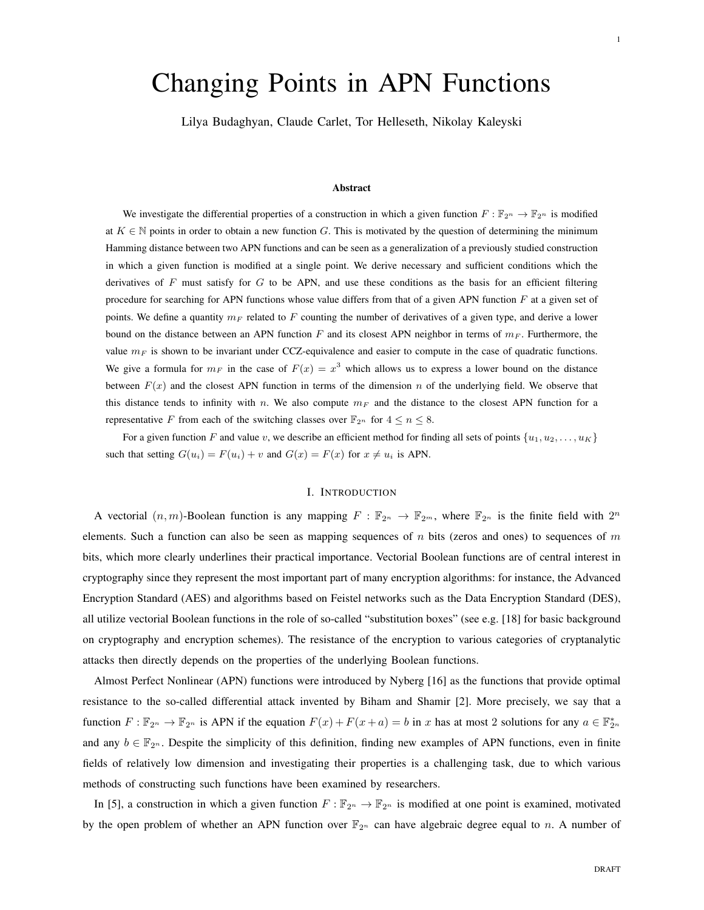# Changing Points in APN Functions

Lilya Budaghyan, Claude Carlet, Tor Helleseth, Nikolay Kaleyski

**Abstract**

We investigate the differential properties of a construction in which a given function $F : \mathbb{F}_{2^n} \to \mathbb{F}_{2^n}$ is modified at $K \in \mathbb{N}$ points in order to obtain a new function $G$. This is motivated by the question of determining the minimum Hamming distance between two APN functions and can be seen as a generalization of a previously studied construction in which a given function is modified at a single point. We derive necessary and sufficient conditions which the derivatives of $F$ must satisfy for $G$ to be APN, and use these conditions as the basis for an efficient filtering procedure for searching for APN functions whose value differs from that of a given APN function $F$ at a given set of points. We define a quantity $m_F$ related to $F$ counting the number of derivatives of a given type, and derive a lower bound on the distance between an APN function $F$ and its closest APN neighbor in terms of $m_F$. Furthermore, the value $m_F$ is shown to be invariant under CCZ-equivalence and easier to compute in the case of quadratic functions. We give a formula for $m_F$ in the case of $F(x) = x^3$ which allows us to express a lower bound on the distance between $F(x)$ and the closest APN function in terms of the dimension $n$ of the underlying field. We observe that this distance tends to infinity with $n$. We also compute $m_F$ and the distance to the closest APN function for a representative $F$ from each of the switching classes over $\mathbb{F}_{2^n}$ for $4 \leq n \leq 8$.

For a given function $F$ and value $v$, we describe an efficient method for finding all sets of points $\{u_1, u_2, \dots, u_K\}$ such that setting $G(u_i) = F(u_i) + v$ and $G(x) = F(x)$ for $x \neq u_i$ is APN.

## I. Introduction

A vectorial $(n, m)$-Boolean function is any mapping $F : \mathbb{F}_{2^n} \to \mathbb{F}_{2^m}$, where $\mathbb{F}_{2^n}$ is the finite field with $2^n$ elements. Such a function can also be seen as mapping sequences of $n$ bits (zeros and ones) to sequences of $m$ bits, which more clearly underlines their practical importance. Vectorial Boolean functions are of central interest in cryptography since they represent the most important part of many encryption algorithms: for instance, the Advanced Encryption Standard (AES) and algorithms based on Feistel networks such as the Data Encryption Standard (DES), all utilize vectorial Boolean functions in the role of so-called "substitution boxes" (see e.g. [18] for basic background on cryptography and encryption schemes). The resistance of the encryption to various categories of cryptanalytic attacks then directly depends on the properties of the underlying Boolean functions.

Almost Perfect Nonlinear (APN) functions were introduced by Nyberg [16] as the functions that provide optimal resistance to the so-called differential attack invented by Biham and Shamir [2]. More precisely, we say that a function $F : \mathbb{F}_{2^n} \to \mathbb{F}_{2^n}$ is APN if the equation $F(x) + F(x + a) = b$ in $x$ has at most 2 solutions for any $a \in \mathbb{F}_{2^n}^*$ and any $b \in \mathbb{F}_{2^n}$. Despite the simplicity of this definition, finding new examples of APN functions, even in finite fields of relatively low dimension and investigating their properties is a challenging task, due to which various methods of constructing such functions have been examined by researchers.

In [5], a construction in which a given function $F : \mathbb{F}_{2^n} \to \mathbb{F}_{2^n}$ is modified at one point is examined, motivated by the open problem of whether an APN function over $\mathbb{F}_{2^n}$ can have algebraic degree equal to $n$. A number of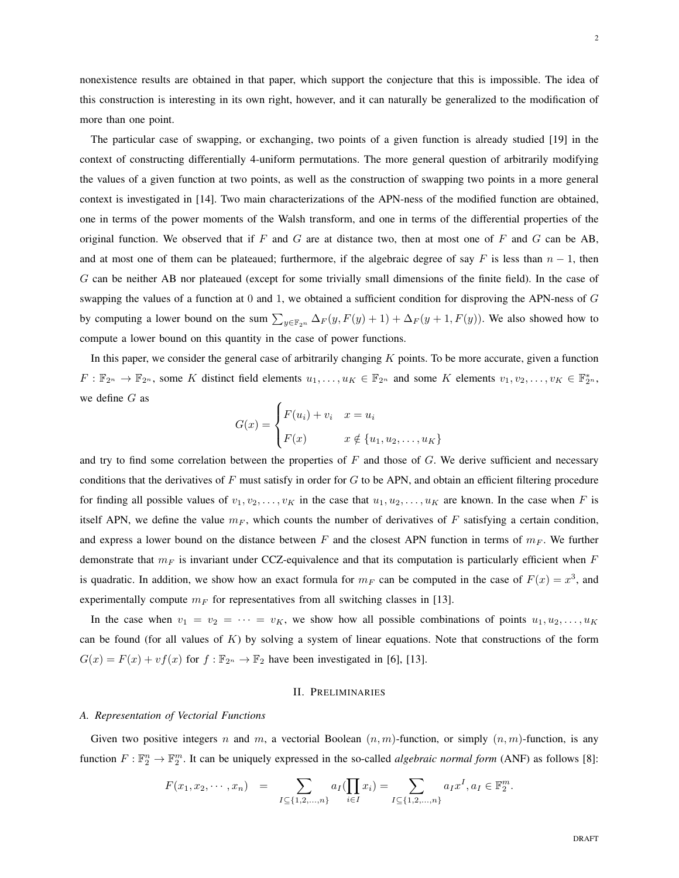nonexistence results are obtained in that paper, which support the conjecture that this is impossible. The idea of this construction is interesting in its own right, however, and it can naturally be generalized to the modification of more than one point.

The particular case of swapping, or exchanging, two points of a given function is already studied [19] in the context of constructing differentially 4-uniform permutations. The more general question of arbitrarily modifying the values of a given function at two points, as well as the construction of swapping two points in a more general context is investigated in [14]. Two main characterizations of the APN-ness of the modified function are obtained, one in terms of the power moments of the Walsh transform, and one in terms of the differential properties of the original function. We observed that if $F$ and $G$ are at distance two, then at most one of $F$ and $G$ can be AB, and at most one of them can be plateaued; furthermore, if the algebraic degree of say $F$ is less than $n-1$, then $G$ can be neither AB nor plateaued (except for some trivially small dimensions of the finite field). In the case of swapping the values of a function at 0 and 1, we obtained a sufficient condition for disproving the APN-ness of $G$ by computing a lower bound on the sum $\sum_{y \in \mathbb{F}_{2^n}} \Delta_F(y, F(y)+1) + \Delta_F(y+1, F(y))$. We also showed how to compute a lower bound on this quantity in the case of power functions.

In this paper, we consider the general case of arbitrarily changing $K$ points. To be more accurate, given a function $F : \mathbb{F}_{2^n} \to \mathbb{F}_{2^n}$, some $K$ distinct field elements $u_1, \ldots, u_K \in \mathbb{F}_{2^n}$ and some $K$ elements $v_1, v_2, \ldots, v_K \in \mathbb{F}_{2^n}^*$, we define $G$ as

$$G(x) = \begin{cases} F(u_i) + v_i & x = u_i \\ F(x) & x \notin \{u_1, u_2, \ldots, u_K\} \end{cases}$$

and try to find some correlation between the properties of $F$ and those of $G$. We derive sufficient and necessary conditions that the derivatives of $F$ must satisfy in order for $G$ to be APN, and obtain an efficient filtering procedure for finding all possible values of $v_1, v_2, \ldots, v_K$ in the case that $u_1, u_2, \ldots, u_K$ are known. In the case when $F$ is itself APN, we define the value $m_F$, which counts the number of derivatives of $F$ satisfying a certain condition, and express a lower bound on the distance between $F$ and the closest APN function in terms of $m_F$. We further demonstrate that $m_F$ is invariant under CCZ-equivalence and that its computation is particularly efficient when $F$ is quadratic. In addition, we show how an exact formula for $m_F$ can be computed in the case of $F(x) = x^3$, and experimentally compute $m_F$ for representatives from all switching classes in [13].

In the case when $v_1 = v_2 = \cdots = v_K$, we show how all possible combinations of points $u_1, u_2, \ldots, u_K$ can be found (for all values of $K$) by solving a system of linear equations. Note that constructions of the form $G(x) = F(x) + vf(x)$ for $f : \mathbb{F}_{2^n} \to \mathbb{F}_2$ have been investigated in [6], [13].

## II. Preliminaries

### A. Representation of Vectorial Functions

Given two positive integers $n$ and $m$, a vectorial Boolean $(n, m)$-function, or simply $(n, m)$-function, is any function $F : \mathbb{F}_2^n \to \mathbb{F}_2^m$. It can be uniquely expressed in the so-called *algebraic normal form* (ANF) as follows [8]:

$$F(x_1, x_2, \cdots, x_n) = \sum_{I \subseteq \{1,2,\ldots,n\}} a_I (\prod_{i \in I} x_i) = \sum_{I \subseteq \{1,2,\ldots,n\}} a_I x^I, a_I \in \mathbb{F}_2^m.$$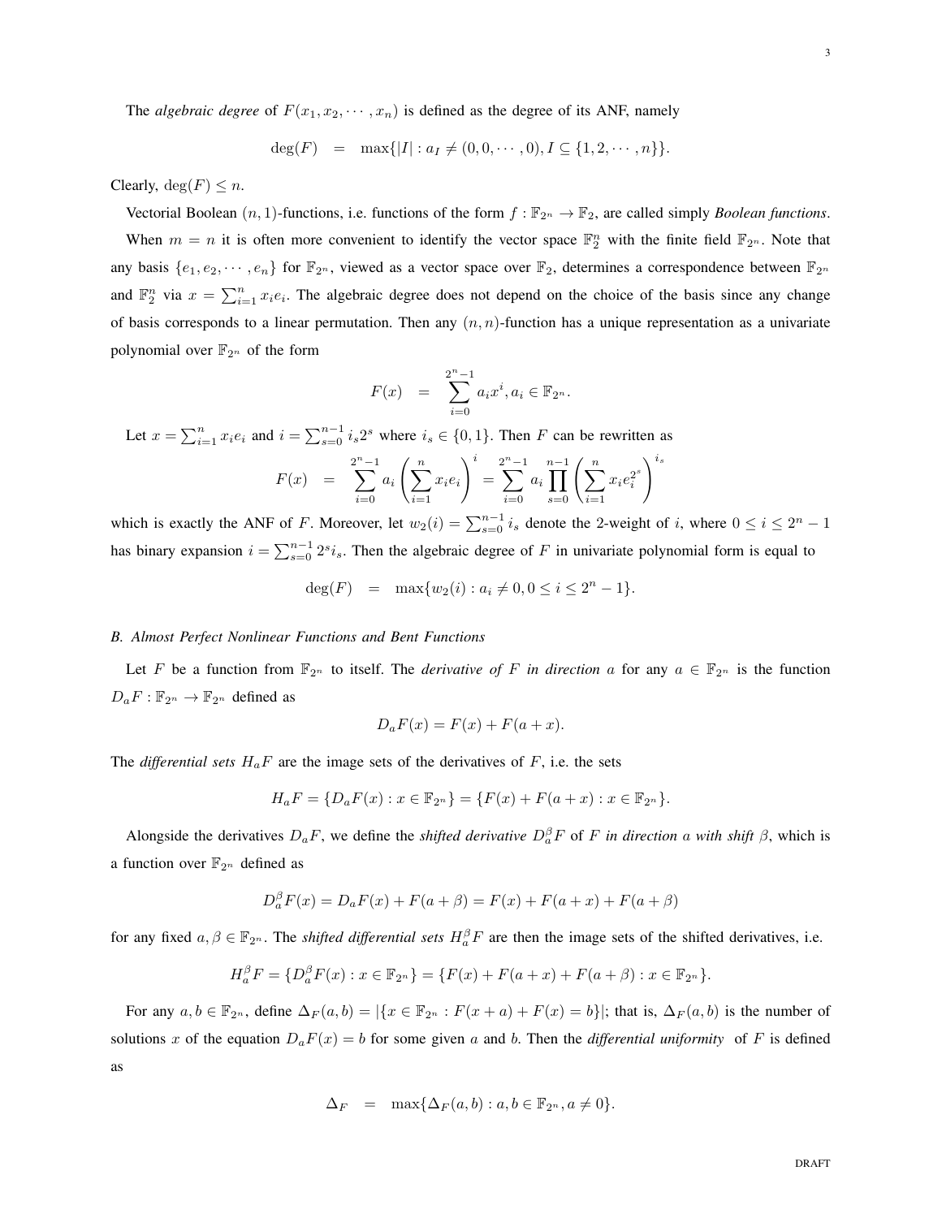The *algebraic degree* of $F(x_1, x_2, \cdots, x_n)$ is defined as the degree of its ANF, namely

$$\deg(F) \quad = \quad \max\{|I| : a_I \neq (0, 0, \cdots, 0), I \subseteq \{1, 2, \cdots, n\}\}.$$

Clearly, $\deg(F) \leq n$.

Vectorial Boolean $(n, 1)$-functions, i.e. functions of the form $f : \mathbb{F}_{2^n} \rightarrow \mathbb{F}_2$, are called simply *Boolean functions*.

When $m = n$ it is often more convenient to identify the vector space $\mathbb{F}_2^n$ with the finite field $\mathbb{F}_{2^n}$. Note that any basis $\{e_1, e_2, \cdots, e_n\}$ for $\mathbb{F}_{2^n}$, viewed as a vector space over $\mathbb{F}_2$, determines a correspondence between $\mathbb{F}_{2^n}$ and $\mathbb{F}_2^n$ via $x = \sum_{i=1}^{n} x_i e_i$. The algebraic degree does not depend on the choice of the basis since any change of basis corresponds to a linear permutation. Then any $(n, n)$-function has a unique representation as a univariate polynomial over $\mathbb{F}_{2^n}$ of the form

$$F(x) \quad = \quad \sum_{i=0}^{2^n-1} a_i x^i, a_i \in \mathbb{F}_{2^n}.$$

Let $x = \sum_{i=1}^{n} x_i e_i$ and $i = \sum_{s=0}^{n-1} i_s 2^s$ where $i_s \in \{0, 1\}$. Then $F$ can be rewritten as

$$F(x) \quad = \quad \sum_{i=0}^{2^n-1} a_i \left( \sum_{i=1}^{n} x_i e_i \right)^i = \sum_{i=0}^{2^n-1} a_i \prod_{s=0}^{n-1} \left( \sum_{i=1}^{n} x_i e_i^{2^s} \right)^{i_s}$$

which is exactly the ANF of $F$. Moreover, let $w_2(i) = \sum_{s=0}^{n-1} i_s$ denote the 2-weight of $i$, where $0 \leq i \leq 2^n - 1$ has binary expansion $i = \sum_{s=0}^{n-1} 2^s i_s$. Then the algebraic degree of $F$ in univariate polynomial form is equal to

$$\deg(F) \quad = \quad \max\{w_2(i) : a_i \neq 0, 0 \leq i \leq 2^n - 1\}.$$

### B. Almost Perfect Nonlinear Functions and Bent Functions

Let $F$ be a function from $\mathbb{F}_{2^n}$ to itself. The *derivative of $F$ in direction $a$* for any $a \in \mathbb{F}_{2^n}$ is the function $D_a F : \mathbb{F}_{2^n} \rightarrow \mathbb{F}_{2^n}$ defined as

$$D_a F(x) = F(x) + F(a + x).$$

The *differential sets* $H_a F$ are the image sets of the derivatives of $F$, i.e. the sets

$$H_a F = \{D_a F(x) : x \in \mathbb{F}_{2^n}\} = \{F(x) + F(a + x) : x \in \mathbb{F}_{2^n}\}.$$

Alongside the derivatives $D_a F$, we define the *shifted derivative* $D_a^\beta F$ of $F$ *in direction $a$ with shift $\beta$*, which is a function over $\mathbb{F}_{2^n}$ defined as

$$D_a^\beta F(x) = D_a F(x) + F(a + \beta) = F(x) + F(a + x) + F(a + \beta)$$

for any fixed $a, \beta \in \mathbb{F}_{2^n}$. The *shifted differential sets* $H_a^\beta F$ are then the image sets of the shifted derivatives, i.e.

$$H_a^\beta F = \{D_a^\beta F(x) : x \in \mathbb{F}_{2^n}\} = \{F(x) + F(a + x) + F(a + \beta) : x \in \mathbb{F}_{2^n}\}.$$

For any $a, b \in \mathbb{F}_{2^n}$, define $\Delta_F(a, b) = |\{x \in \mathbb{F}_{2^n} : F(x + a) + F(x) = b\}|$; that is, $\Delta_F(a, b)$ is the number of solutions $x$ of the equation $D_a F(x) = b$ for some given $a$ and $b$. Then the *differential uniformity* of $F$ is defined as

$$\Delta_F \quad = \quad \max\{\Delta_F(a, b) : a, b \in \mathbb{F}_{2^n}, a \neq 0\}.$$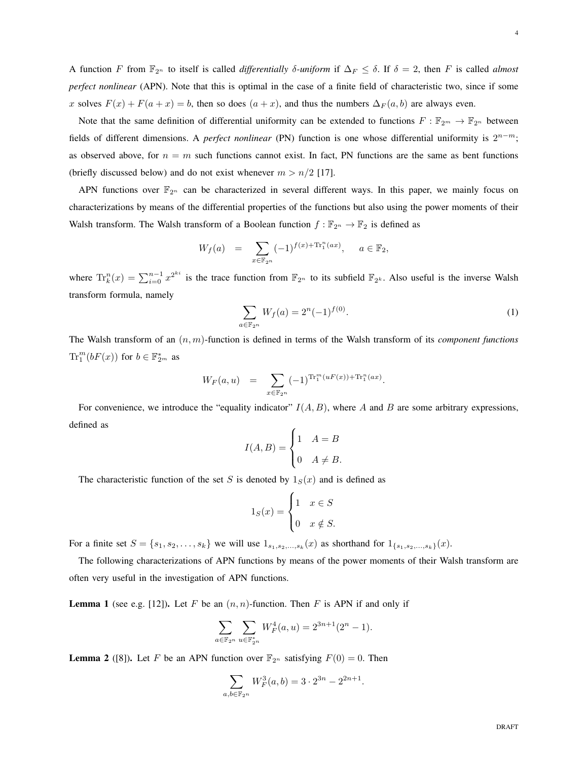A function $F$ from $\mathbb{F}_{2^n}$ to itself is called *differentially $\delta$-uniform* if $\Delta_F \leq \delta$. If $\delta = 2$, then $F$ is called *almost perfect nonlinear* (APN). Note that this is optimal in the case of a finite field of characteristic two, since if some $x$ solves $F(x) + F(a + x) = b$, then so does $(a + x)$, and thus the numbers $\Delta_F(a, b)$ are always even.

Note that the same definition of differential uniformity can be extended to functions $F : \mathbb{F}_{2^m} \to \mathbb{F}_{2^n}$ between fields of different dimensions. A *perfect nonlinear* (PN) function is one whose differential uniformity is $2^{n-m}$; as observed above, for $n = m$ such functions cannot exist. In fact, PN functions are the same as bent functions (briefly discussed below) and do not exist whenever $m > n/2$ [17].

APN functions over $\mathbb{F}_{2^n}$ can be characterized in several different ways. In this paper, we mainly focus on characterizations by means of the differential properties of the functions but also using the power moments of their Walsh transform. The Walsh transform of a Boolean function $f : \mathbb{F}_{2^n} \to \mathbb{F}_2$ is defined as

$$W_f(a) \quad = \quad \sum_{x \in \mathbb{F}_{2^n}} (-1)^{f(x) + \mathrm{Tr}_1^n(ax)}, \qquad a \in \mathbb{F}_2,$$

where $\mathrm{Tr}_k^n(x) = \sum_{i=0}^{n-1} x^{2^{ki}}$ is the trace function from $\mathbb{F}_{2^n}$ to its subfield $\mathbb{F}_{2^k}$. Also useful is the inverse Walsh transform formula, namely

$$\sum_{a \in \mathbb{F}_{2^n}} W_f(a) = 2^n (-1)^{f(0)}. \tag{1}$$

The Walsh transform of an $(n, m)$-function is defined in terms of the Walsh transform of its *component functions* $\mathrm{Tr}_1^m(bF(x))$ for $b \in \mathbb{F}_{2^m}^*$ as

$$W_F(a, u) \quad = \quad \sum_{x \in \mathbb{F}_{2^n}} (-1)^{\mathrm{Tr}_1^m(uF(x)) + \mathrm{Tr}_1^n(ax)}.$$

For convenience, we introduce the "equality indicator" $I(A, B)$, where $A$ and $B$ are some arbitrary expressions, defined as

$$I(A, B) = \begin{cases} 1 & A = B \\ 0 & A \neq B. \end{cases}$$

The characteristic function of the set $S$ is denoted by $1_S(x)$ and is defined as

$$1_S(x) = \begin{cases} 1 & x \in S \\ 0 & x \notin S. \end{cases}$$

For a finite set $S = \{s_1, s_2, \ldots, s_k\}$ we will use $1_{s_1, s_2, \ldots, s_k}(x)$ as shorthand for $1_{\{s_1, s_2, \ldots, s_k\}}(x)$.

The following characterizations of APN functions by means of the power moments of their Walsh transform are often very useful in the investigation of APN functions.

**Lemma 1** (see e.g. [12]). Let $F$ be an $(n, n)$-function. Then $F$ is APN if and only if

$$\sum_{a \in \mathbb{F}_{2^n}} \sum_{u \in \mathbb{F}_{2^n}^*} W_F^4(a, u) = 2^{3n+1}(2^n - 1).$$

**Lemma 2** ([8]). Let $F$ be an APN function over $\mathbb{F}_{2^n}$ satisfying $F(0) = 0$. Then

$$\sum_{a, b \in \mathbb{F}_{2^n}} W_F^3(a, b) = 3 \cdot 2^{3n} - 2^{2n+1}.$$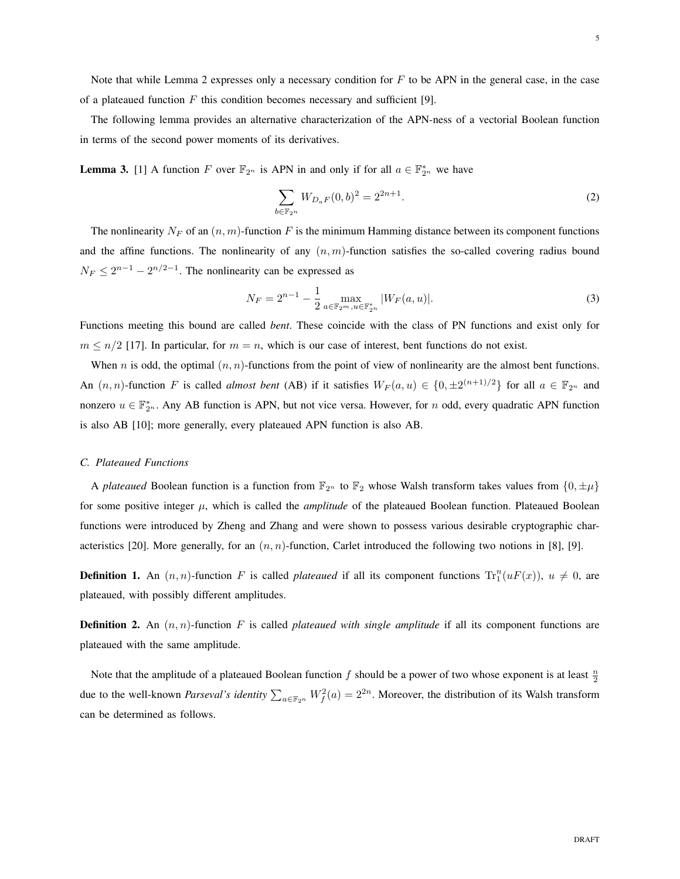Note that while Lemma 2 expresses only a necessary condition for $F$ to be APN in the general case, in the case of a plateaued function $F$ this condition becomes necessary and sufficient [9].

The following lemma provides an alternative characterization of the APN-ness of a vectorial Boolean function in terms of the second power moments of its derivatives.

**Lemma 3.** [1] A function $F$ over $\mathbb{F}_{2^n}$ is APN in and only if for all $a \in \mathbb{F}_{2^n}^*$ we have

$$\sum_{b \in \mathbb{F}_{2^n}} W_{D_a F}(0, b)^2 = 2^{2n+1}. \tag{2}$$

The nonlinearity $N_F$ of an $(n, m)$-function $F$ is the minimum Hamming distance between its component functions and the affine functions. The nonlinearity of any $(n, m)$-function satisfies the so-called covering radius bound $N_F \leq 2^{n-1} - 2^{n/2-1}$. The nonlinearity can be expressed as

$$N_F = 2^{n-1} - \frac{1}{2} \max_{a \in \mathbb{F}_{2^m}, u \in \mathbb{F}_{2^n}^*} |W_F(a, u)|. \tag{3}$$

Functions meeting this bound are called *bent*. These coincide with the class of PN functions and exist only for $m \leq n/2$ [17]. In particular, for $m = n$, which is our case of interest, bent functions do not exist.

When $n$ is odd, the optimal $(n, n)$-functions from the point of view of nonlinearity are the almost bent functions. An $(n, n)$-function $F$ is called *almost bent* (AB) if it satisfies $W_F(a, u) \in \{0, \pm 2^{(n+1)/2}\}$ for all $a \in \mathbb{F}_{2^n}$ and nonzero $u \in \mathbb{F}_{2^n}^*$. Any AB function is APN, but not vice versa. However, for $n$ odd, every quadratic APN function is also AB [10]; more generally, every plateaued APN function is also AB.

### C. Plateaued Functions

A *plateaued* Boolean function is a function from $\mathbb{F}_{2^n}$ to $\mathbb{F}_2$ whose Walsh transform takes values from $\{0, \pm\mu\}$ for some positive integer $\mu$, which is called the *amplitude* of the plateaued Boolean function. Plateaued Boolean functions were introduced by Zheng and Zhang and were shown to possess various desirable cryptographic characteristics [20]. More generally, for an $(n, n)$-function, Carlet introduced the following two notions in [8], [9].

**Definition 1.** An $(n, n)$-function $F$ is called *plateaued* if all its component functions $\mathrm{Tr}_1^n(uF(x))$, $u \neq 0$, are plateaued, with possibly different amplitudes.

**Definition 2.** An $(n, n)$-function $F$ is called *plateaued with single amplitude* if all its component functions are plateaued with the same amplitude.

Note that the amplitude of a plateaued Boolean function $f$ should be a power of two whose exponent is at least $\frac{n}{2}$ due to the well-known *Parseval's identity* $\sum_{a \in \mathbb{F}_{2^n}} W_f^2(a) = 2^{2n}$. Moreover, the distribution of its Walsh transform can be determined as follows.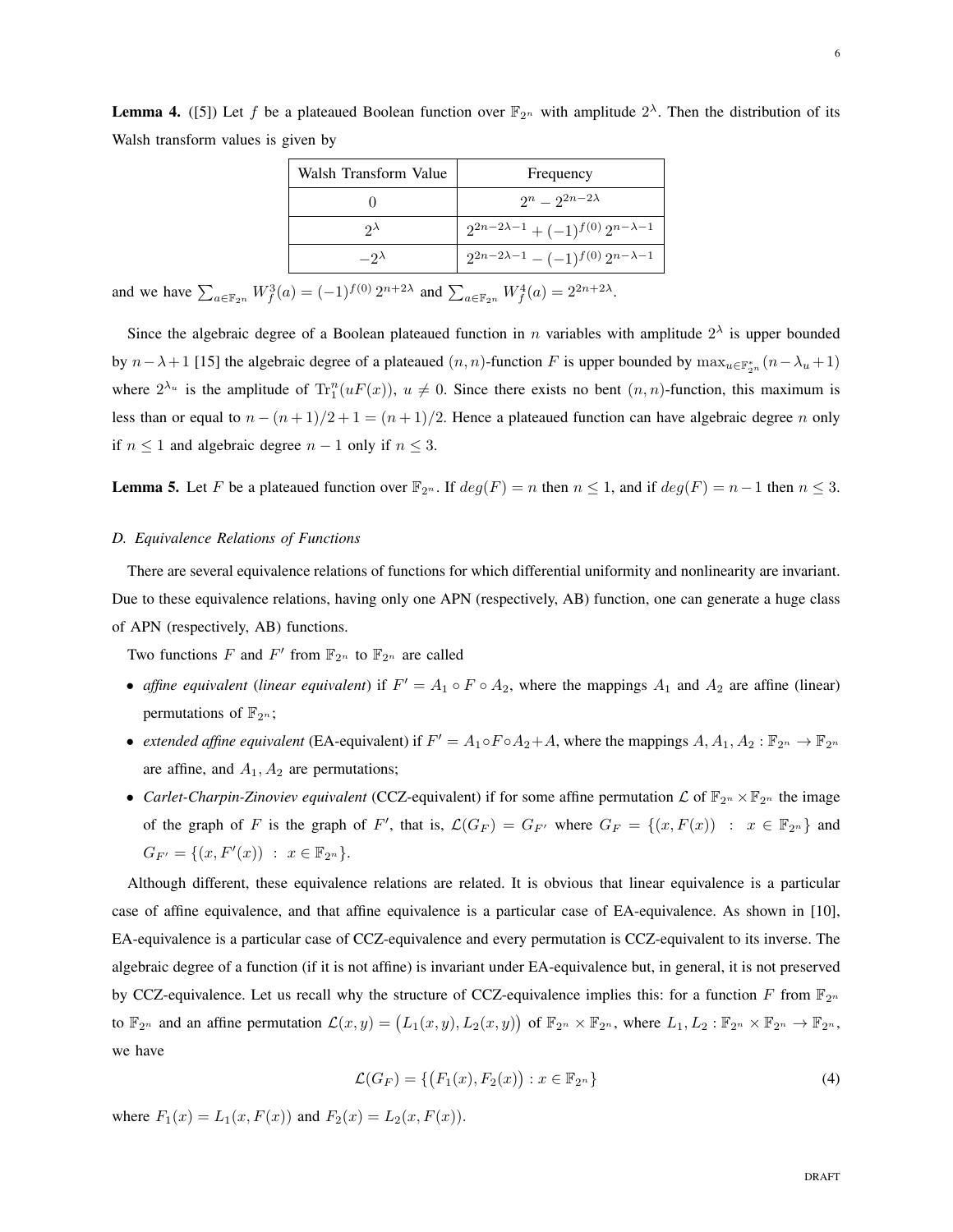**Lemma 4.** ([5]) Let $f$ be a plateaued Boolean function over $\mathbb{F}_{2^n}$ with amplitude $2^\lambda$. Then the distribution of its Walsh transform values is given by

| Walsh Transform Value | Frequency |
|---|---|
| $0$ | $2^n - 2^{2n-2\lambda}$ |
| $2^\lambda$ | $2^{2n-2\lambda-1} + (-1)^{f(0)}\, 2^{n-\lambda-1}$ |
| $-2^\lambda$ | $2^{2n-2\lambda-1} - (-1)^{f(0)}\, 2^{n-\lambda-1}$ |

and we have $\sum_{a\in\mathbb{F}_{2^n}} W_f^3(a) = (-1)^{f(0)}\, 2^{n+2\lambda}$ and $\sum_{a\in\mathbb{F}_{2^n}} W_f^4(a) = 2^{2n+2\lambda}$.

Since the algebraic degree of a Boolean plateaued function in $n$ variables with amplitude $2^\lambda$ is upper bounded by $n-\lambda+1$ [15] the algebraic degree of a plateaued $(n,n)$-function $F$ is upper bounded by $\max_{u\in\mathbb{F}_{2^n}^*}(n-\lambda_u+1)$ where $2^{\lambda_u}$ is the amplitude of $\mathrm{Tr}_1^n(uF(x))$, $u\neq 0$. Since there exists no bent $(n,n)$-function, this maximum is less than or equal to $n-(n+1)/2+1=(n+1)/2$. Hence a plateaued function can have algebraic degree $n$ only if $n\leq 1$ and algebraic degree $n-1$ only if $n\leq 3$.

**Lemma 5.** Let $F$ be a plateaued function over $\mathbb{F}_{2^n}$. If $deg(F)=n$ then $n\leq 1$, and if $deg(F)=n-1$ then $n\leq 3$.

### *D. Equivalence Relations of Functions*

There are several equivalence relations of functions for which differential uniformity and nonlinearity are invariant. Due to these equivalence relations, having only one APN (respectively, AB) function, one can generate a huge class of APN (respectively, AB) functions.

Two functions $F$ and $F'$ from $\mathbb{F}_{2^n}$ to $\mathbb{F}_{2^n}$ are called

- *affine equivalent* (*linear equivalent*) if $F' = A_1\circ F\circ A_2$, where the mappings $A_1$ and $A_2$ are affine (linear) permutations of $\mathbb{F}_{2^n}$;
- *extended affine equivalent* (EA-equivalent) if $F' = A_1\circ F\circ A_2 + A$, where the mappings $A, A_1, A_2 : \mathbb{F}_{2^n}\to\mathbb{F}_{2^n}$ are affine, and $A_1, A_2$ are permutations;
- *Carlet-Charpin-Zinoviev equivalent* (CCZ-equivalent) if for some affine permutation $\mathcal{L}$ of $\mathbb{F}_{2^n}\times\mathbb{F}_{2^n}$ the image of the graph of $F$ is the graph of $F'$, that is, $\mathcal{L}(G_F)=G_{F'}$ where $G_F=\{(x,F(x)) \ : \ x\in\mathbb{F}_{2^n}\}$ and $G_{F'}=\{(x,F'(x)) \ : \ x\in\mathbb{F}_{2^n}\}$.

Although different, these equivalence relations are related. It is obvious that linear equivalence is a particular case of affine equivalence, and that affine equivalence is a particular case of EA-equivalence. As shown in [10], EA-equivalence is a particular case of CCZ-equivalence and every permutation is CCZ-equivalent to its inverse. The algebraic degree of a function (if it is not affine) is invariant under EA-equivalence but, in general, it is not preserved by CCZ-equivalence. Let us recall why the structure of CCZ-equivalence implies this: for a function $F$ from $\mathbb{F}_{2^n}$ to $\mathbb{F}_{2^n}$ and an affine permutation $\mathcal{L}(x,y)=\big(L_1(x,y),L_2(x,y)\big)$ of $\mathbb{F}_{2^n}\times\mathbb{F}_{2^n}$, where $L_1, L_2 : \mathbb{F}_{2^n}\times\mathbb{F}_{2^n}\to\mathbb{F}_{2^n}$, we have

$$\mathcal{L}(G_F)=\{\big(F_1(x),F_2(x)\big) : x\in\mathbb{F}_{2^n}\} \tag{4}$$

where $F_1(x)=L_1(x,F(x))$ and $F_2(x)=L_2(x,F(x))$.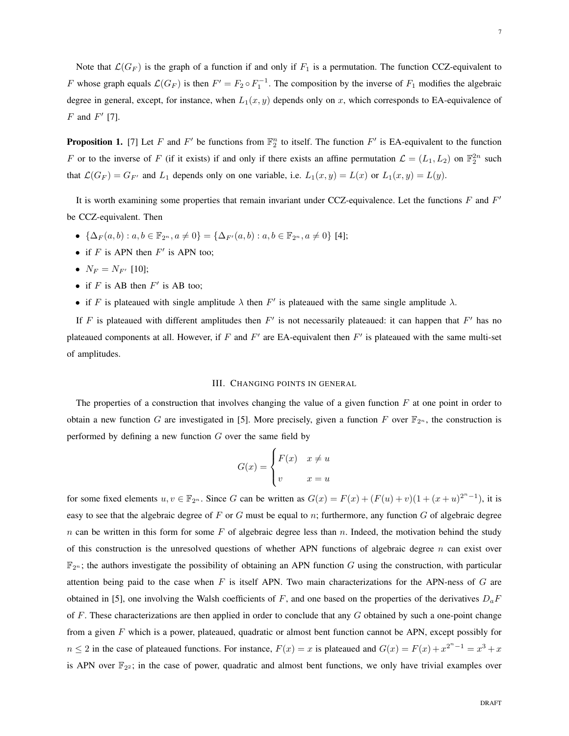Note that $\mathcal{L}(G_F)$ is the graph of a function if and only if $F_1$ is a permutation. The function CCZ-equivalent to $F$ whose graph equals $\mathcal{L}(G_F)$ is then $F' = F_2 \circ F_1^{-1}$. The composition by the inverse of $F_1$ modifies the algebraic degree in general, except, for instance, when $L_1(x,y)$ depends only on $x$, which corresponds to EA-equivalence of $F$ and $F'$ [7].

**Proposition 1.** [7] Let $F$ and $F'$ be functions from $\mathbb{F}_2^n$ to itself. The function $F'$ is EA-equivalent to the function $F$ or to the inverse of $F$ (if it exists) if and only if there exists an affine permutation $\mathcal{L} = (L_1, L_2)$ on $\mathbb{F}_2^{2n}$ such that $\mathcal{L}(G_F) = G_{F'}$ and $L_1$ depends only on one variable, i.e. $L_1(x,y) = L(x)$ or $L_1(x,y) = L(y)$.

It is worth examining some properties that remain invariant under CCZ-equivalence. Let the functions $F$ and $F'$ be CCZ-equivalent. Then

- $\{\Delta_F(a,b) : a, b \in \mathbb{F}_{2^n}, a \neq 0\} = \{\Delta_{F'}(a,b) : a, b \in \mathbb{F}_{2^n}, a \neq 0\}$ [4];
- if $F$ is APN then $F'$ is APN too;
- $N_F = N_{F'}$ [10];
- if $F$ is AB then $F'$ is AB too;
- if $F$ is plateaued with single amplitude $\lambda$ then $F'$ is plateaued with the same single amplitude $\lambda$.

If $F$ is plateaued with different amplitudes then $F'$ is not necessarily plateaued: it can happen that $F'$ has no plateaued components at all. However, if $F$ and $F'$ are EA-equivalent then $F'$ is plateaued with the same multi-set of amplitudes.

## III. Changing points in general

The properties of a construction that involves changing the value of a given function $F$ at one point in order to obtain a new function $G$ are investigated in [5]. More precisely, given a function $F$ over $\mathbb{F}_{2^n}$, the construction is performed by defining a new function $G$ over the same field by

$$G(x) = \begin{cases} F(x) & x \neq u \\ v & x = u \end{cases}$$

for some fixed elements $u, v \in \mathbb{F}_{2^n}$. Since $G$ can be written as $G(x) = F(x) + (F(u) + v)(1 + (x+u)^{2^n-1})$, it is easy to see that the algebraic degree of $F$ or $G$ must be equal to $n$; furthermore, any function $G$ of algebraic degree $n$ can be written in this form for some $F$ of algebraic degree less than $n$. Indeed, the motivation behind the study of this construction is the unresolved questions of whether APN functions of algebraic degree $n$ can exist over $\mathbb{F}_{2^n}$; the authors investigate the possibility of obtaining an APN function $G$ using the construction, with particular attention being paid to the case when $F$ is itself APN. Two main characterizations for the APN-ness of $G$ are obtained in [5], one involving the Walsh coefficients of $F$, and one based on the properties of the derivatives $D_aF$ of $F$. These characterizations are then applied in order to conclude that any $G$ obtained by such a one-point change from a given $F$ which is a power, plateaued, quadratic or almost bent function cannot be APN, except possibly for $n \leq 2$ in the case of plateaued functions. For instance, $F(x) = x$ is plateaued and $G(x) = F(x) + x^{2^n-1} = x^3 + x$ is APN over $\mathbb{F}_{2^2}$; in the case of power, quadratic and almost bent functions, we only have trivial examples over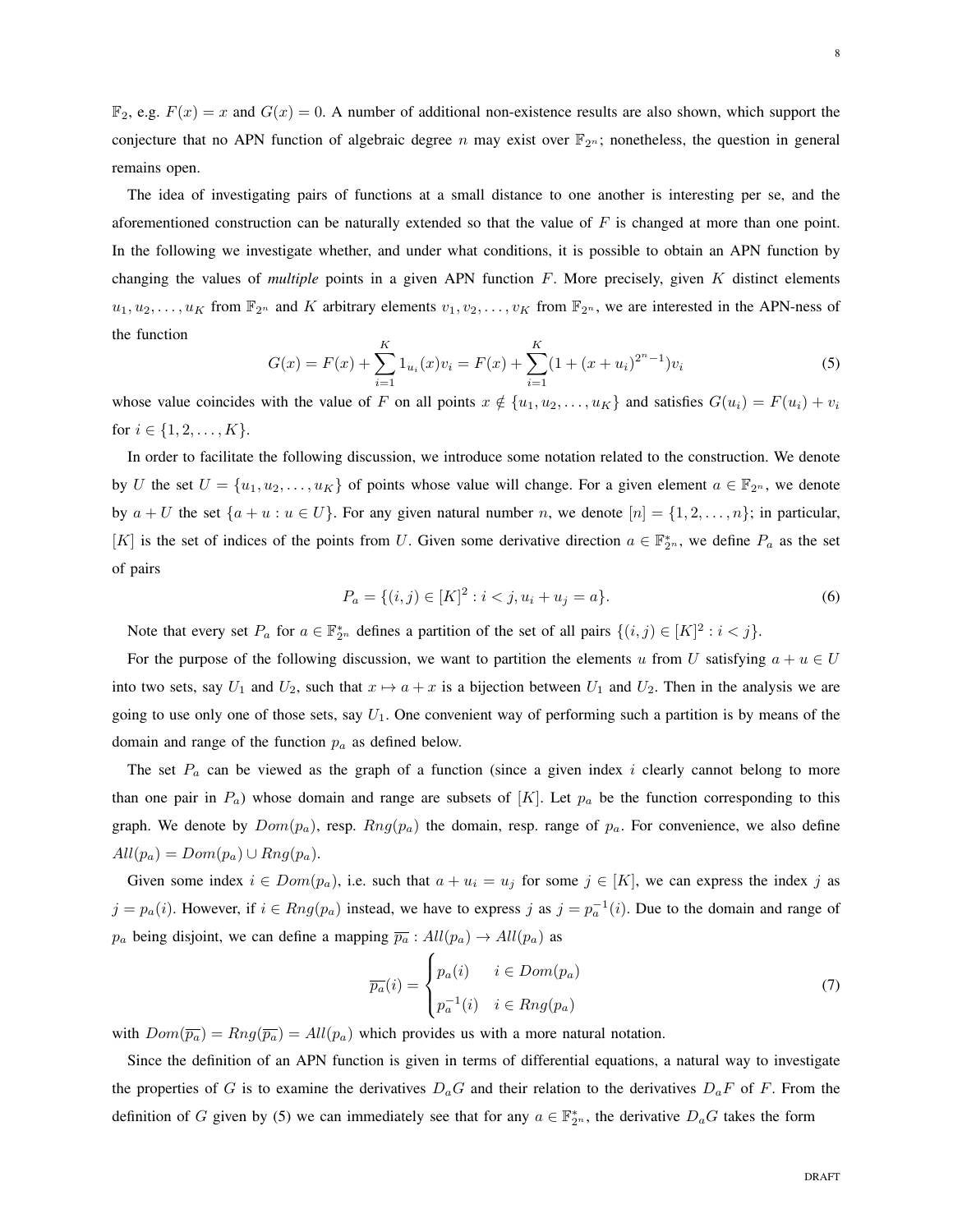$\mathbb{F}_2$, e.g. $F(x) = x$ and $G(x) = 0$. A number of additional non-existence results are also shown, which support the conjecture that no APN function of algebraic degree $n$ may exist over $\mathbb{F}_{2^n}$; nonetheless, the question in general remains open.

The idea of investigating pairs of functions at a small distance to one another is interesting per se, and the aforementioned construction can be naturally extended so that the value of $F$ is changed at more than one point. In the following we investigate whether, and under what conditions, it is possible to obtain an APN function by changing the values of *multiple* points in a given APN function $F$. More precisely, given $K$ distinct elements $u_1, u_2, \ldots, u_K$ from $\mathbb{F}_{2^n}$ and $K$ arbitrary elements $v_1, v_2, \ldots, v_K$ from $\mathbb{F}_{2^n}$, we are interested in the APN-ness of the function

$$G(x) = F(x) + \sum_{i=1}^{K} 1_{u_i}(x) v_i = F(x) + \sum_{i=1}^{K} (1 + (x + u_i)^{2^n - 1}) v_i \tag{5}$$

whose value coincides with the value of $F$ on all points $x \notin \{u_1, u_2, \ldots, u_K\}$ and satisfies $G(u_i) = F(u_i) + v_i$ for $i \in \{1, 2, \ldots, K\}$.

In order to facilitate the following discussion, we introduce some notation related to the construction. We denote by $U$ the set $U = \{u_1, u_2, \ldots, u_K\}$ of points whose value will change. For a given element $a \in \mathbb{F}_{2^n}$, we denote by $a + U$ the set $\{a + u : u \in U\}$. For any given natural number $n$, we denote $[n] = \{1, 2, \ldots, n\}$; in particular, $[K]$ is the set of indices of the points from $U$. Given some derivative direction $a \in \mathbb{F}_{2^n}^*$, we define $P_a$ as the set of pairs

$$P_a = \{(i, j) \in [K]^2 : i < j, u_i + u_j = a\}. \tag{6}$$

Note that every set $P_a$ for $a \in \mathbb{F}_{2^n}^*$ defines a partition of the set of all pairs $\{(i, j) \in [K]^2 : i < j\}$.

For the purpose of the following discussion, we want to partition the elements $u$ from $U$ satisfying $a + u \in U$ into two sets, say $U_1$ and $U_2$, such that $x \mapsto a + x$ is a bijection between $U_1$ and $U_2$. Then in the analysis we are going to use only one of those sets, say $U_1$. One convenient way of performing such a partition is by means of the domain and range of the function $p_a$ as defined below.

The set $P_a$ can be viewed as the graph of a function (since a given index $i$ clearly cannot belong to more than one pair in $P_a$) whose domain and range are subsets of $[K]$. Let $p_a$ be the function corresponding to this graph. We denote by $Dom(p_a)$, resp. $Rng(p_a)$ the domain, resp. range of $p_a$. For convenience, we also define $All(p_a) = Dom(p_a) \cup Rng(p_a)$.

Given some index $i \in Dom(p_a)$, i.e. such that $a + u_i = u_j$ for some $j \in [K]$, we can express the index $j$ as $j = p_a(i)$. However, if $i \in Rng(p_a)$ instead, we have to express $j$ as $j = p_a^{-1}(i)$. Due to the domain and range of $p_a$ being disjoint, we can define a mapping $\overline{p_a} : All(p_a) \to All(p_a)$ as

$$\overline{p_a}(i) = \begin{cases} p_a(i) & i \in Dom(p_a) \\ p_a^{-1}(i) & i \in Rng(p_a) \end{cases} \tag{7}$$

with $Dom(\overline{p_a}) = Rng(\overline{p_a}) = All(p_a)$ which provides us with a more natural notation.

Since the definition of an APN function is given in terms of differential equations, a natural way to investigate the properties of $G$ is to examine the derivatives $D_aG$ and their relation to the derivatives $D_aF$ of $F$. From the definition of $G$ given by (5) we can immediately see that for any $a \in \mathbb{F}_{2^n}^*$, the derivative $D_aG$ takes the form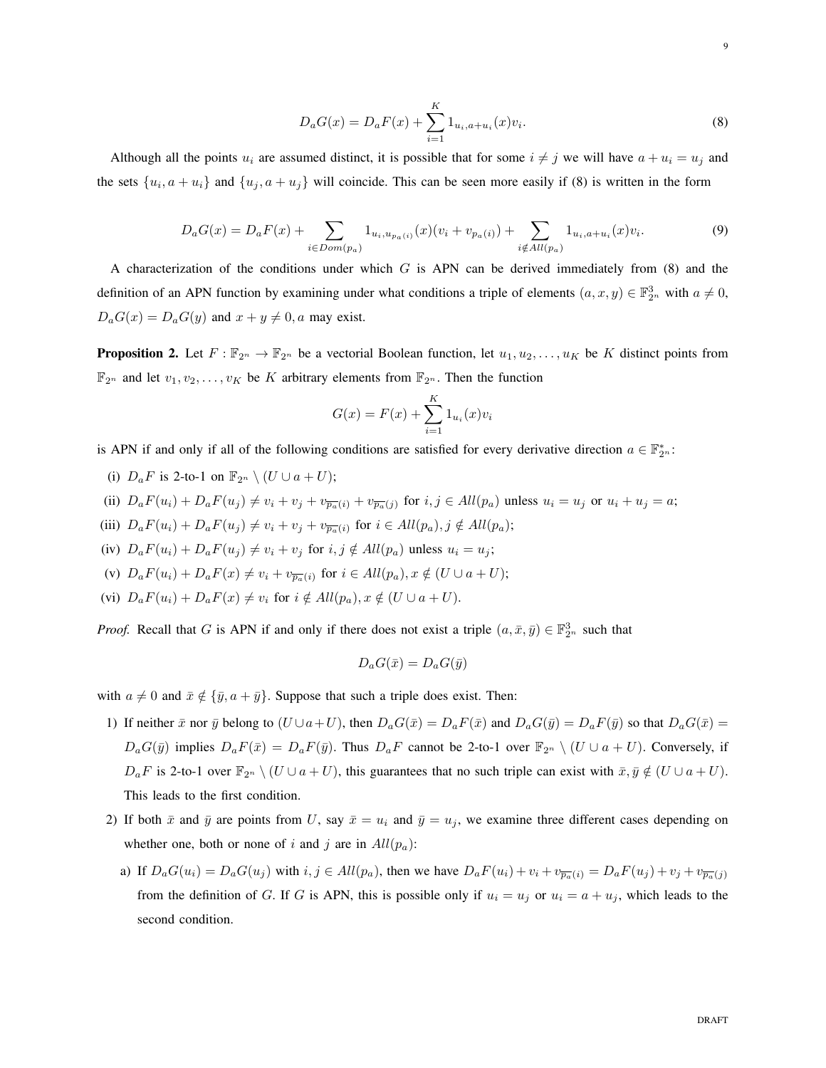$$D_aG(x) = D_aF(x) + \sum_{i=1}^{K} 1_{u_i, a+u_i}(x)v_i. \tag{8}$$

Although all the points $u_i$ are assumed distinct, it is possible that for some $i \neq j$ we will have $a + u_i = u_j$ and the sets $\{u_i, a+u_i\}$ and $\{u_j, a+u_j\}$ will coincide. This can be seen more easily if (8) is written in the form

$$D_aG(x) = D_aF(x) + \sum_{i \in Dom(p_a)} 1_{u_i, u_{p_a(i)}}(x)(v_i + v_{p_a(i)}) + \sum_{i \notin All(p_a)} 1_{u_i, a+u_i}(x)v_i. \tag{9}$$

A characterization of the conditions under which $G$ is APN can be derived immediately from (8) and the definition of an APN function by examining under what conditions a triple of elements $(a, x, y) \in \mathbb{F}_{2^n}^3$ with $a \neq 0$, $D_aG(x) = D_aG(y)$ and $x + y \neq 0, a$ may exist.

**Proposition 2.** Let $F : \mathbb{F}_{2^n} \to \mathbb{F}_{2^n}$ be a vectorial Boolean function, let $u_1, u_2, \ldots, u_K$ be $K$ distinct points from $\mathbb{F}_{2^n}$ and let $v_1, v_2, \ldots, v_K$ be $K$ arbitrary elements from $\mathbb{F}_{2^n}$. Then the function

$$G(x) = F(x) + \sum_{i=1}^{K} 1_{u_i}(x)v_i$$

is APN if and only if all of the following conditions are satisfied for every derivative direction $a \in \mathbb{F}_{2^n}^*$:

(i) $D_aF$ is 2-to-1 on $\mathbb{F}_{2^n} \setminus (U \cup a + U)$;

(ii) $D_aF(u_i) + D_aF(u_j) \neq v_i + v_j + v_{\overline{p_a}(i)} + v_{\overline{p_a}(j)}$ for $i, j \in All(p_a)$ unless $u_i = u_j$ or $u_i + u_j = a$;

(iii) $D_aF(u_i) + D_aF(u_j) \neq v_i + v_j + v_{\overline{p_a}(i)}$ for $i \in All(p_a), j \notin All(p_a)$;

(iv) $D_aF(u_i) + D_aF(u_j) \neq v_i + v_j$ for $i, j \notin All(p_a)$ unless $u_i = u_j$;

(v) $D_aF(u_i) + D_aF(x) \neq v_i + v_{\overline{p_a}(i)}$ for $i \in All(p_a), x \notin (U \cup a + U)$;

(vi) $D_aF(u_i) + D_aF(x) \neq v_i$ for $i \notin All(p_a), x \notin (U \cup a + U)$.

*Proof.* Recall that $G$ is APN if and only if there does not exist a triple $(a, \bar{x}, \bar{y}) \in \mathbb{F}_{2^n}^3$ such that

$$D_aG(\bar{x}) = D_aG(\bar{y})$$

with $a \neq 0$ and $\bar{x} \notin \{\bar{y}, a + \bar{y}\}$. Suppose that such a triple does exist. Then:

1) If neither $\bar{x}$ nor $\bar{y}$ belong to $(U \cup a + U)$, then $D_aG(\bar{x}) = D_aF(\bar{x})$ and $D_aG(\bar{y}) = D_aF(\bar{y})$ so that $D_aG(\bar{x}) = D_aG(\bar{y})$ implies $D_aF(\bar{x}) = D_aF(\bar{y})$. Thus $D_aF$ cannot be 2-to-1 over $\mathbb{F}_{2^n} \setminus (U \cup a + U)$. Conversely, if $D_aF$ is 2-to-1 over $\mathbb{F}_{2^n} \setminus (U \cup a + U)$, this guarantees that no such triple can exist with $\bar{x}, \bar{y} \notin (U \cup a + U)$. This leads to the first condition.

2) If both $\bar{x}$ and $\bar{y}$ are points from $U$, say $\bar{x} = u_i$ and $\bar{y} = u_j$, we examine three different cases depending on whether one, both or none of $i$ and $j$ are in $All(p_a)$:

   a) If $D_aG(u_i) = D_aG(u_j)$ with $i, j \in All(p_a)$, then we have $D_aF(u_i) + v_i + v_{\overline{p_a}(i)} = D_aF(u_j) + v_j + v_{\overline{p_a}(j)}$ from the definition of $G$. If $G$ is APN, this is possible only if $u_i = u_j$ or $u_i = a + u_j$, which leads to the second condition.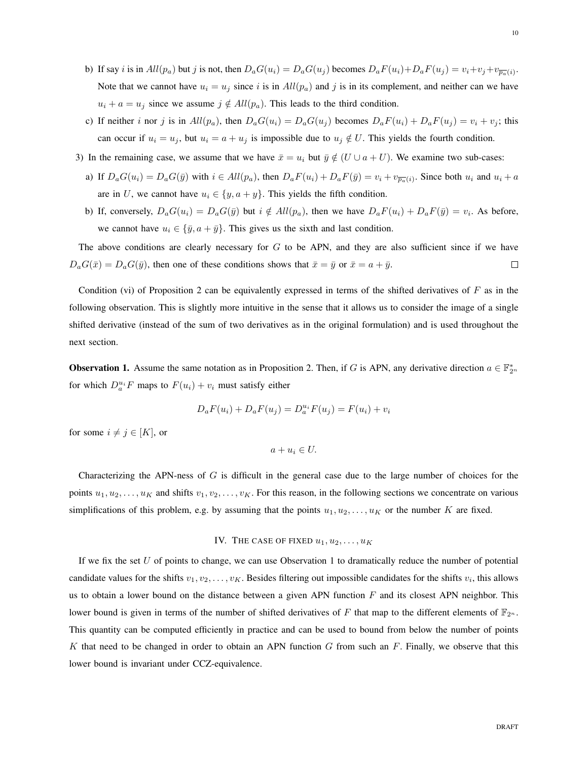b) If say $i$ is in $All(p_a)$ but $j$ is not, then $D_aG(u_i) = D_aG(u_j)$ becomes $D_aF(u_i)+D_aF(u_j) = v_i+v_j+v_{\overline{p_a}(i)}$. Note that we cannot have $u_i = u_j$ since $i$ is in $All(p_a)$ and $j$ is in its complement, and neither can we have $u_i + a = u_j$ since we assume $j \notin All(p_a)$. This leads to the third condition.

c) If neither $i$ nor $j$ is in $All(p_a)$, then $D_aG(u_i) = D_aG(u_j)$ becomes $D_aF(u_i) + D_aF(u_j) = v_i + v_j$; this can occur if $u_i = u_j$, but $u_i = a + u_j$ is impossible due to $u_j \notin U$. This yields the fourth condition.

3) In the remaining case, we assume that we have $\bar{x} = u_i$ but $\bar{y} \notin (U \cup a + U)$. We examine two sub-cases:

a) If $D_aG(u_i) = D_aG(\bar{y})$ with $i \in All(p_a)$, then $D_aF(u_i) + D_aF(\bar{y}) = v_i + v_{\overline{p_a}(i)}$. Since both $u_i$ and $u_i + a$ are in $U$, we cannot have $u_i \in \{y, a + y\}$. This yields the fifth condition.

b) If, conversely, $D_aG(u_i) = D_aG(\bar{y})$ but $i \notin All(p_a)$, then we have $D_aF(u_i) + D_aF(\bar{y}) = v_i$. As before, we cannot have $u_i \in \{\bar{y}, a + \bar{y}\}$. This gives us the sixth and last condition.

The above conditions are clearly necessary for $G$ to be APN, and they are also sufficient since if we have $D_aG(\bar{x}) = D_aG(\bar{y})$, then one of these conditions shows that $\bar{x} = \bar{y}$ or $\bar{x} = a + \bar{y}$. □

Condition (vi) of Proposition 2 can be equivalently expressed in terms of the shifted derivatives of $F$ as in the following observation. This is slightly more intuitive in the sense that it allows us to consider the image of a single shifted derivative (instead of the sum of two derivatives as in the original formulation) and is used throughout the next section.

**Observation 1.** Assume the same notation as in Proposition 2. Then, if $G$ is APN, any derivative direction $a \in \mathbb{F}_{2^n}^*$ for which $D_a^{u_i}F$ maps to $F(u_i) + v_i$ must satisfy either

$$D_aF(u_i) + D_aF(u_j) = D_a^{u_i}F(u_j) = F(u_i) + v_i$$

for some $i \neq j \in [K]$, or

$$a + u_i \in U.$$

Characterizing the APN-ness of $G$ is difficult in the general case due to the large number of choices for the points $u_1, u_2, \ldots, u_K$ and shifts $v_1, v_2, \ldots, v_K$. For this reason, in the following sections we concentrate on various simplifications of this problem, e.g. by assuming that the points $u_1, u_2, \ldots, u_K$ or the number $K$ are fixed.

## IV. The case of fixed $u_1, u_2, \ldots, u_K$

If we fix the set $U$ of points to change, we can use Observation 1 to dramatically reduce the number of potential candidate values for the shifts $v_1, v_2, \ldots, v_K$. Besides filtering out impossible candidates for the shifts $v_i$, this allows us to obtain a lower bound on the distance between a given APN function $F$ and its closest APN neighbor. This lower bound is given in terms of the number of shifted derivatives of $F$ that map to the different elements of $\mathbb{F}_{2^n}$. This quantity can be computed efficiently in practice and can be used to bound from below the number of points $K$ that need to be changed in order to obtain an APN function $G$ from such an $F$. Finally, we observe that this lower bound is invariant under CCZ-equivalence.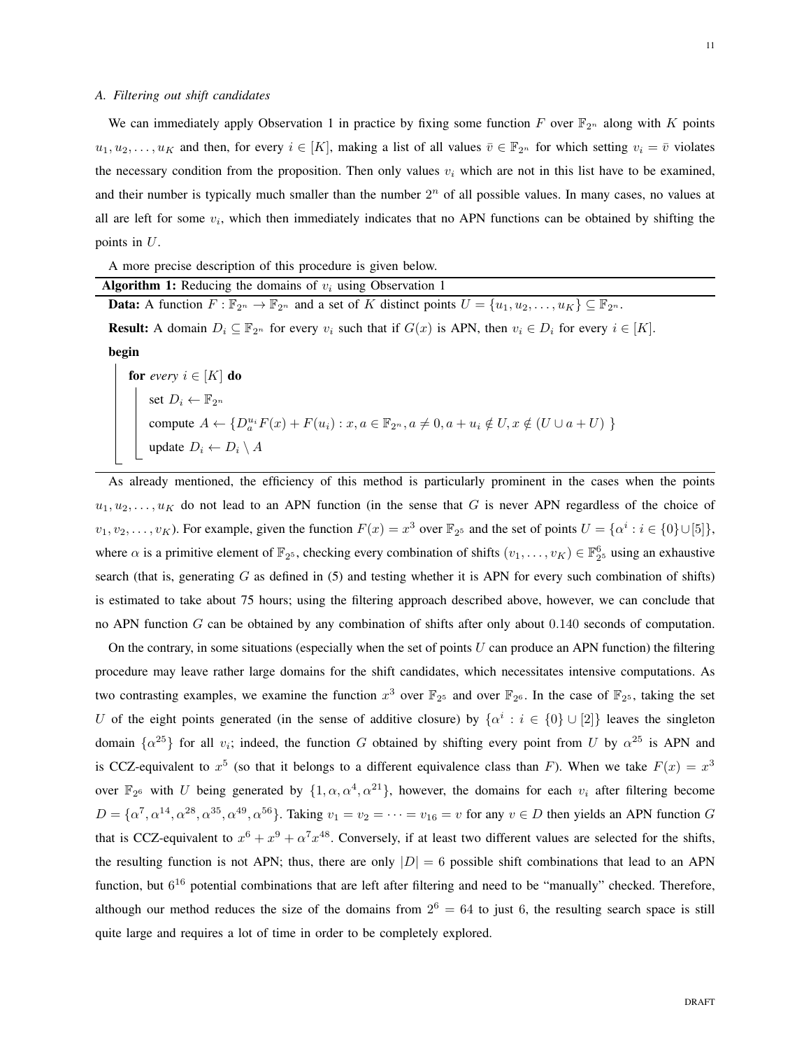### A. Filtering out shift candidates

We can immediately apply Observation 1 in practice by fixing some function $F$ over $\mathbb{F}_{2^n}$ along with $K$ points $u_1, u_2, \ldots, u_K$ and then, for every $i \in [K]$, making a list of all values $\bar{v} \in \mathbb{F}_{2^n}$ for which setting $v_i = \bar{v}$ violates the necessary condition from the proposition. Then only values $v_i$ which are not in this list have to be examined, and their number is typically much smaller than the number $2^n$ of all possible values. In many cases, no values at all are left for some $v_i$, which then immediately indicates that no APN functions can be obtained by shifting the points in $U$.

A more precise description of this procedure is given below.

**Algorithm 1:** Reducing the domains of $v_i$ using Observation 1

**Data:** A function $F : \mathbb{F}_{2^n} \to \mathbb{F}_{2^n}$ and a set of $K$ distinct points $U = \{u_1, u_2, \ldots, u_K\} \subseteq \mathbb{F}_{2^n}$.

**Result:** A domain $D_i \subseteq \mathbb{F}_{2^n}$ for every $v_i$ such that if $G(x)$ is APN, then $v_i \in D_i$ for every $i \in [K]$.

```
begin
    for every i ∈ [K] do
        set D_i ← F_{2^n}
        compute A ← {D_a^{u_i} F(x) + F(u_i) : x, a ∈ F_{2^n}, a ≠ 0, a + u_i ∉ U, x ∉ (U ∪ a + U) }
        update D_i ← D_i \ A
```

As already mentioned, the efficiency of this method is particularly prominent in the cases when the points $u_1, u_2, \ldots, u_K$ do not lead to an APN function (in the sense that $G$ is never APN regardless of the choice of $v_1, v_2, \ldots, v_K$). For example, given the function $F(x) = x^3$ over $\mathbb{F}_{2^5}$ and the set of points $U = \{\alpha^i : i \in \{0\} \cup [5]\}$, where $\alpha$ is a primitive element of $\mathbb{F}_{2^5}$, checking every combination of shifts $(v_1, \ldots, v_K) \in \mathbb{F}_{2^5}^6$ using an exhaustive search (that is, generating $G$ as defined in (5) and testing whether it is APN for every such combination of shifts) is estimated to take about 75 hours; using the filtering approach described above, however, we can conclude that no APN function $G$ can be obtained by any combination of shifts after only about $0.140$ seconds of computation.

On the contrary, in some situations (especially when the set of points $U$ can produce an APN function) the filtering procedure may leave rather large domains for the shift candidates, which necessitates intensive computations. As two contrasting examples, we examine the function $x^3$ over $\mathbb{F}_{2^5}$ and over $\mathbb{F}_{2^6}$. In the case of $\mathbb{F}_{2^5}$, taking the set $U$ of the eight points generated (in the sense of additive closure) by $\{\alpha^i : i \in \{0\} \cup [2]\}$ leaves the singleton domain $\{\alpha^{25}\}$ for all $v_i$; indeed, the function $G$ obtained by shifting every point from $U$ by $\alpha^{25}$ is APN and is CCZ-equivalent to $x^5$ (so that it belongs to a different equivalence class than $F$). When we take $F(x) = x^3$ over $\mathbb{F}_{2^6}$ with $U$ being generated by $\{1, \alpha, \alpha^4, \alpha^{21}\}$, however, the domains for each $v_i$ after filtering become $D = \{\alpha^7, \alpha^{14}, \alpha^{28}, \alpha^{35}, \alpha^{49}, \alpha^{56}\}$. Taking $v_1 = v_2 = \cdots = v_{16} = v$ for any $v \in D$ then yields an APN function $G$ that is CCZ-equivalent to $x^6 + x^9 + \alpha^7 x^{48}$. Conversely, if at least two different values are selected for the shifts, the resulting function is not APN; thus, there are only $|D| = 6$ possible shift combinations that lead to an APN function, but $6^{16}$ potential combinations that are left after filtering and need to be "manually" checked. Therefore, although our method reduces the size of the domains from $2^6 = 64$ to just 6, the resulting search space is still quite large and requires a lot of time in order to be completely explored.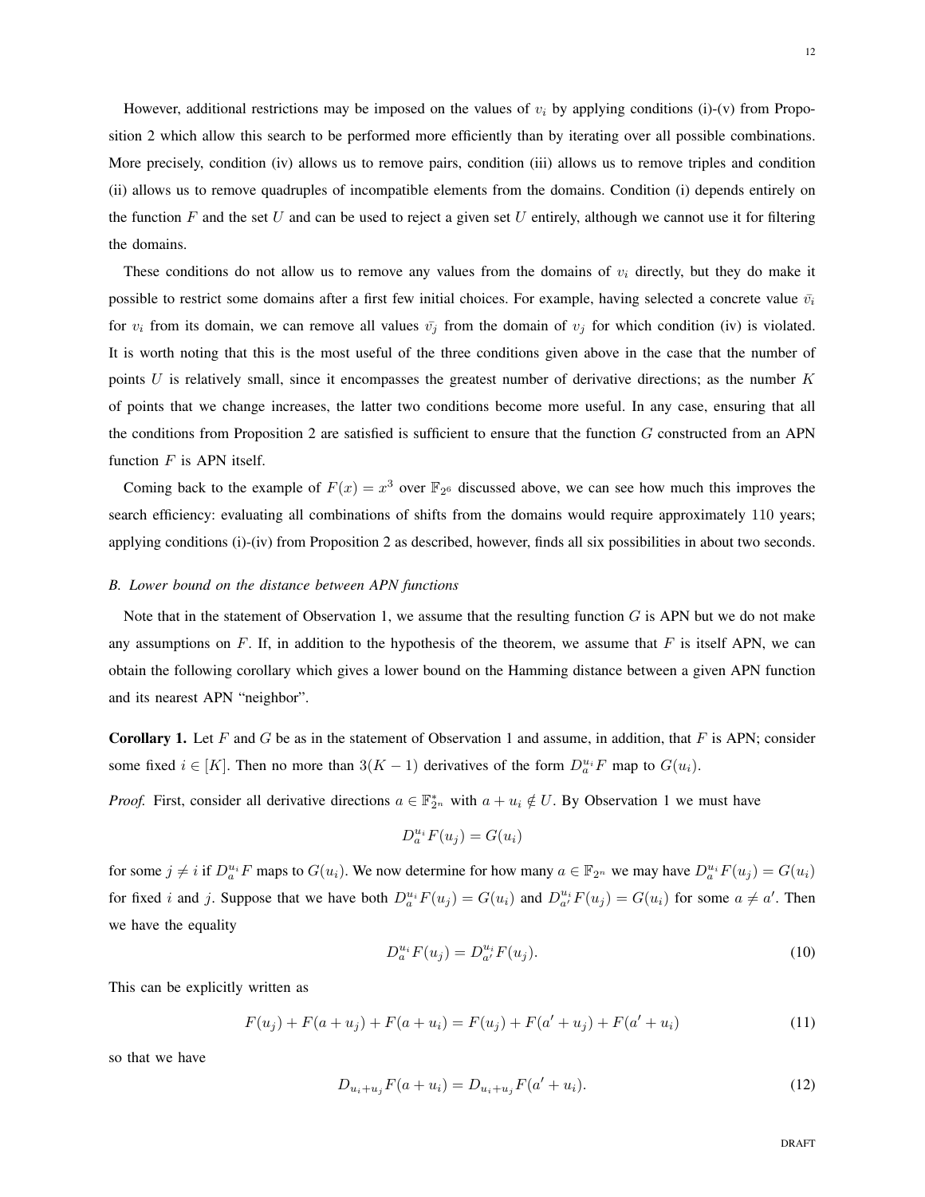However, additional restrictions may be imposed on the values of $v_i$ by applying conditions (i)-(v) from Proposition 2 which allow this search to be performed more efficiently than by iterating over all possible combinations. More precisely, condition (iv) allows us to remove pairs, condition (iii) allows us to remove triples and condition (ii) allows us to remove quadruples of incompatible elements from the domains. Condition (i) depends entirely on the function $F$ and the set $U$ and can be used to reject a given set $U$ entirely, although we cannot use it for filtering the domains.

These conditions do not allow us to remove any values from the domains of $v_i$ directly, but they do make it possible to restrict some domains after a first few initial choices. For example, having selected a concrete value $\bar{v_i}$ for $v_i$ from its domain, we can remove all values $\bar{v_j}$ from the domain of $v_j$ for which condition (iv) is violated. It is worth noting that this is the most useful of the three conditions given above in the case that the number of points $U$ is relatively small, since it encompasses the greatest number of derivative directions; as the number $K$ of points that we change increases, the latter two conditions become more useful. In any case, ensuring that all the conditions from Proposition 2 are satisfied is sufficient to ensure that the function $G$ constructed from an APN function $F$ is APN itself.

Coming back to the example of $F(x) = x^3$ over $\mathbb{F}_{2^6}$ discussed above, we can see how much this improves the search efficiency: evaluating all combinations of shifts from the domains would require approximately 110 years; applying conditions (i)-(iv) from Proposition 2 as described, however, finds all six possibilities in about two seconds.

### *B. Lower bound on the distance between APN functions*

Note that in the statement of Observation 1, we assume that the resulting function $G$ is APN but we do not make any assumptions on $F$. If, in addition to the hypothesis of the theorem, we assume that $F$ is itself APN, we can obtain the following corollary which gives a lower bound on the Hamming distance between a given APN function and its nearest APN "neighbor".

**Corollary 1.** Let $F$ and $G$ be as in the statement of Observation 1 and assume, in addition, that $F$ is APN; consider some fixed $i \in [K]$. Then no more than $3(K-1)$ derivatives of the form $D_a^{u_i} F$ map to $G(u_i)$.

*Proof.* First, consider all derivative directions $a \in \mathbb{F}_{2^n}^*$ with $a + u_i \notin U$. By Observation 1 we must have

$$D_a^{u_i} F(u_j) = G(u_i)$$

for some $j \neq i$ if $D_a^{u_i} F$ maps to $G(u_i)$. We now determine for how many $a \in \mathbb{F}_{2^n}$ we may have $D_a^{u_i} F(u_j) = G(u_i)$ for fixed $i$ and $j$. Suppose that we have both $D_a^{u_i} F(u_j) = G(u_i)$ and $D_{a'}^{u_i} F(u_j) = G(u_i)$ for some $a \neq a'$. Then we have the equality

$$D_a^{u_i} F(u_j) = D_{a'}^{u_i} F(u_j). \tag{10}$$

This can be explicitly written as

$$F(u_j) + F(a + u_j) + F(a + u_i) = F(u_j) + F(a' + u_j) + F(a' + u_i) \tag{11}$$

so that we have

$$D_{u_i + u_j} F(a + u_i) = D_{u_i + u_j} F(a' + u_i). \tag{12}$$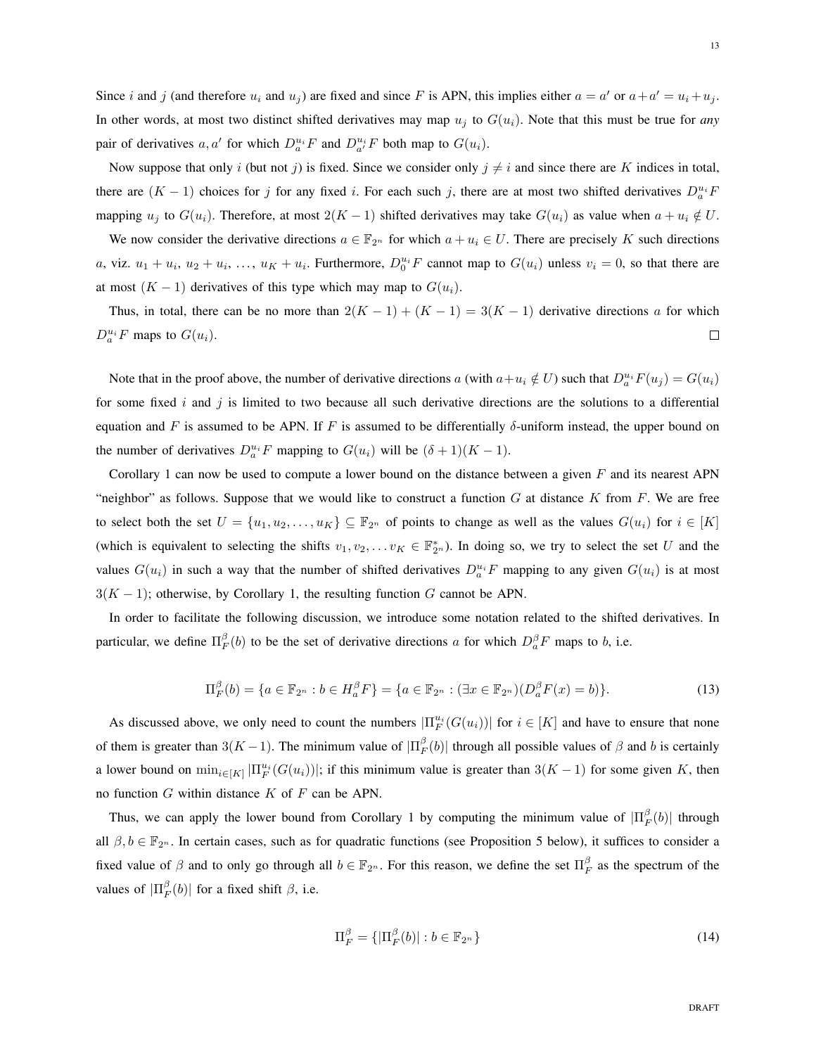Since $i$ and $j$ (and therefore $u_i$ and $u_j$) are fixed and since $F$ is APN, this implies either $a = a'$ or $a + a' = u_i + u_j$. In other words, at most two distinct shifted derivatives may map $u_j$ to $G(u_i)$. Note that this must be true for *any* pair of derivatives $a, a'$ for which $D_a^{u_i} F$ and $D_{a'}^{u_i} F$ both map to $G(u_i)$.

Now suppose that only $i$ (but not $j$) is fixed. Since we consider only $j \neq i$ and since there are $K$ indices in total, there are $(K-1)$ choices for $j$ for any fixed $i$. For each such $j$, there are at most two shifted derivatives $D_a^{u_i} F$ mapping $u_j$ to $G(u_i)$. Therefore, at most $2(K-1)$ shifted derivatives may take $G(u_i)$ as value when $a + u_i \notin U$.

We now consider the derivative directions $a \in \mathbb{F}_{2^n}$ for which $a + u_i \in U$. There are precisely $K$ such directions $a$, viz. $u_1 + u_i$, $u_2 + u_i$, $\ldots$, $u_K + u_i$. Furthermore, $D_0^{u_i} F$ cannot map to $G(u_i)$ unless $v_i = 0$, so that there are at most $(K-1)$ derivatives of this type which may map to $G(u_i)$.

Thus, in total, there can be no more than $2(K-1) + (K-1) = 3(K-1)$ derivative directions $a$ for which $D_a^{u_i} F$ maps to $G(u_i)$. $\square$

Note that in the proof above, the number of derivative directions $a$ (with $a + u_i \notin U$) such that $D_a^{u_i} F(u_j) = G(u_i)$ for some fixed $i$ and $j$ is limited to two because all such derivative directions are the solutions to a differential equation and $F$ is assumed to be APN. If $F$ is assumed to be differentially $\delta$-uniform instead, the upper bound on the number of derivatives $D_a^{u_i} F$ mapping to $G(u_i)$ will be $(\delta + 1)(K-1)$.

Corollary 1 can now be used to compute a lower bound on the distance between a given $F$ and its nearest APN "neighbor" as follows. Suppose that we would like to construct a function $G$ at distance $K$ from $F$. We are free to select both the set $U = \{u_1, u_2, \ldots, u_K\} \subseteq \mathbb{F}_{2^n}$ of points to change as well as the values $G(u_i)$ for $i \in [K]$ (which is equivalent to selecting the shifts $v_1, v_2, \ldots v_K \in \mathbb{F}_{2^n}^*$). In doing so, we try to select the set $U$ and the values $G(u_i)$ in such a way that the number of shifted derivatives $D_a^{u_i} F$ mapping to any given $G(u_i)$ is at most $3(K-1)$; otherwise, by Corollary 1, the resulting function $G$ cannot be APN.

In order to facilitate the following discussion, we introduce some notation related to the shifted derivatives. In particular, we define $\Pi_F^\beta(b)$ to be the set of derivative directions $a$ for which $D_a^\beta F$ maps to $b$, i.e.

$$\Pi_F^\beta(b) = \{a \in \mathbb{F}_{2^n} : b \in H_a^\beta F\} = \{a \in \mathbb{F}_{2^n} : (\exists x \in \mathbb{F}_{2^n})(D_a^\beta F(x) = b)\}. \tag{13}$$

As discussed above, we only need to count the numbers $|\Pi_F^{u_i}(G(u_i))|$ for $i \in [K]$ and have to ensure that none of them is greater than $3(K-1)$. The minimum value of $|\Pi_F^\beta(b)|$ through all possible values of $\beta$ and $b$ is certainly a lower bound on $\min_{i \in [K]} |\Pi_F^{u_i}(G(u_i))|$; if this minimum value is greater than $3(K-1)$ for some given $K$, then no function $G$ within distance $K$ of $F$ can be APN.

Thus, we can apply the lower bound from Corollary 1 by computing the minimum value of $|\Pi_F^\beta(b)|$ through all $\beta, b \in \mathbb{F}_{2^n}$. In certain cases, such as for quadratic functions (see Proposition 5 below), it suffices to consider a fixed value of $\beta$ and to only go through all $b \in \mathbb{F}_{2^n}$. For this reason, we define the set $\Pi_F^\beta$ as the spectrum of the values of $|\Pi_F^\beta(b)|$ for a fixed shift $\beta$, i.e.

$$\Pi_F^\beta = \{|\Pi_F^\beta(b)| : b \in \mathbb{F}_{2^n}\} \tag{14}$$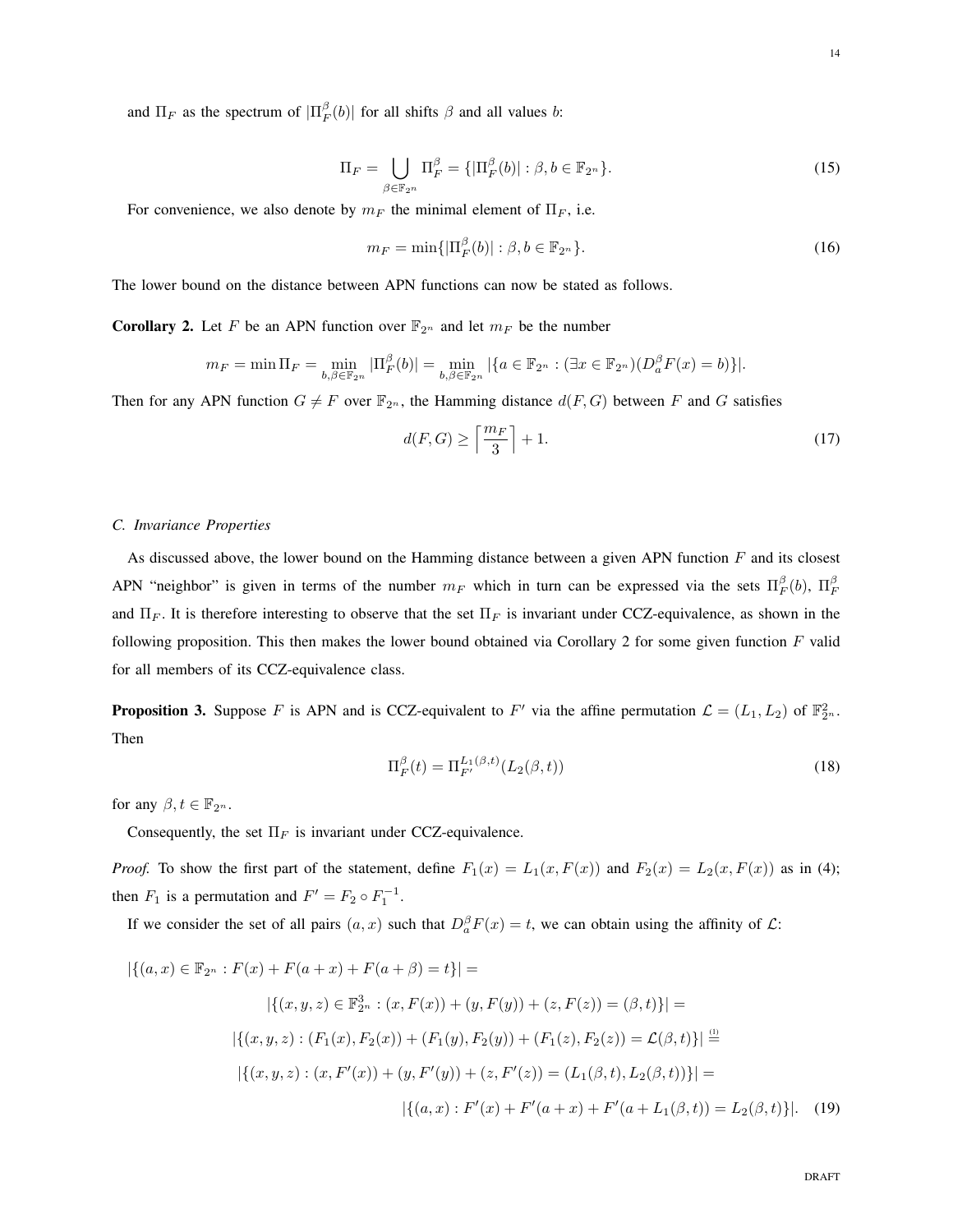and $\Pi_F$ as the spectrum of $|\Pi_F^\beta(b)|$ for all shifts $\beta$ and all values $b$:

$$\Pi_F = \bigcup_{\beta \in \mathbb{F}_{2^n}} \Pi_F^\beta = \{|\Pi_F^\beta(b)| : \beta, b \in \mathbb{F}_{2^n}\}. \tag{15}$$

For convenience, we also denote by $m_F$ the minimal element of $\Pi_F$, i.e.

$$m_F = \min\{|\Pi_F^\beta(b)| : \beta, b \in \mathbb{F}_{2^n}\}. \tag{16}$$

The lower bound on the distance between APN functions can now be stated as follows.

**Corollary 2.** Let $F$ be an APN function over $\mathbb{F}_{2^n}$ and let $m_F$ be the number

$$m_F = \min \Pi_F = \min_{b,\beta \in \mathbb{F}_{2^n}} |\Pi_F^\beta(b)| = \min_{b,\beta \in \mathbb{F}_{2^n}} |\{a \in \mathbb{F}_{2^n} : (\exists x \in \mathbb{F}_{2^n})(D_a^\beta F(x) = b)\}|.$$

Then for any APN function $G \neq F$ over $\mathbb{F}_{2^n}$, the Hamming distance $d(F, G)$ between $F$ and $G$ satisfies

$$d(F, G) \geq \left\lceil \frac{m_F}{3} \right\rceil + 1. \tag{17}$$

### C. Invariance Properties

As discussed above, the lower bound on the Hamming distance between a given APN function $F$ and its closest APN "neighbor" is given in terms of the number $m_F$ which in turn can be expressed via the sets $\Pi_F^\beta(b)$, $\Pi_F^\beta$ and $\Pi_F$. It is therefore interesting to observe that the set $\Pi_F$ is invariant under CCZ-equivalence, as shown in the following proposition. This then makes the lower bound obtained via Corollary 2 for some given function $F$ valid for all members of its CCZ-equivalence class.

**Proposition 3.** Suppose $F$ is APN and is CCZ-equivalent to $F'$ via the affine permutation $\mathcal{L} = (L_1, L_2)$ of $\mathbb{F}_{2^n}^2$. Then

$$\Pi_F^\beta(t) = \Pi_{F'}^{L_1(\beta,t)}(L_2(\beta, t)) \tag{18}$$

for any $\beta, t \in \mathbb{F}_{2^n}$.

Consequently, the set $\Pi_F$ is invariant under CCZ-equivalence.

*Proof.* To show the first part of the statement, define $F_1(x) = L_1(x, F(x))$ and $F_2(x) = L_2(x, F(x))$ as in (4); then $F_1$ is a permutation and $F' = F_2 \circ F_1^{-1}$.

If we consider the set of all pairs $(a, x)$ such that $D_a^\beta F(x) = t$, we can obtain using the affinity of $\mathcal{L}$:

$$
\begin{aligned}
&|\{(a, x) \in \mathbb{F}_{2^n} : F(x) + F(a + x) + F(a + \beta) = t\}| = \\
&\qquad |\{(x, y, z) \in \mathbb{F}_{2^n}^3 : (x, F(x)) + (y, F(y)) + (z, F(z)) = (\beta, t)\}| = \\
&\qquad |\{(x, y, z) : (F_1(x), F_2(x)) + (F_1(y), F_2(y)) + (F_1(z), F_2(z)) = \mathcal{L}(\beta, t)\}| \stackrel{(1)}{=} \\
&\qquad |\{(x, y, z) : (x, F'(x)) + (y, F'(y)) + (z, F'(z)) = (L_1(\beta, t), L_2(\beta, t))\}| = \\
&\qquad\qquad |\{(a, x) : F'(x) + F'(a + x) + F'(a + L_1(\beta, t)) = L_2(\beta, t)\}|.
\end{aligned} \tag{19}
$$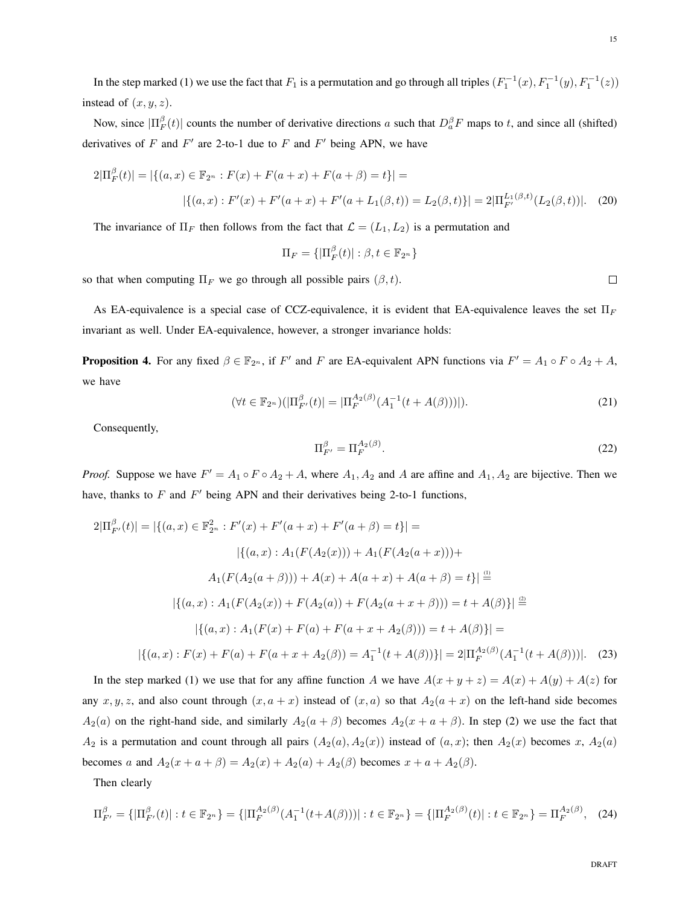In the step marked (1) we use the fact that $F_1$ is a permutation and go through all triples $(F_1^{-1}(x), F_1^{-1}(y), F_1^{-1}(z))$ instead of $(x, y, z)$.

Now, since $|\Pi_F^\beta(t)|$ counts the number of derivative directions $a$ such that $D_a^\beta F$ maps to $t$, and since all (shifted) derivatives of $F$ and $F'$ are 2-to-1 due to $F$ and $F'$ being APN, we have

$$2|\Pi_F^\beta(t)| = |\{(a,x) \in \mathbb{F}_{2^n} : F(x) + F(a+x) + F(a+\beta) = t\}| =$$
$$|\{(a,x) : F'(x) + F'(a+x) + F'(a + L_1(\beta,t)) = L_2(\beta,t)\}| = 2|\Pi_{F'}^{L_1(\beta,t)}(L_2(\beta,t))|. \quad (20)$$

The invariance of $\Pi_F$ then follows from the fact that $\mathcal{L} = (L_1, L_2)$ is a permutation and

$$\Pi_F = \{|\Pi_F^\beta(t)| : \beta, t \in \mathbb{F}_{2^n}\}$$

so that when computing $\Pi_F$ we go through all possible pairs $(\beta, t)$. $\square$

As EA-equivalence is a special case of CCZ-equivalence, it is evident that EA-equivalence leaves the set $\Pi_F$ invariant as well. Under EA-equivalence, however, a stronger invariance holds:

**Proposition 4.** For any fixed $\beta \in \mathbb{F}_{2^n}$, if $F'$ and $F$ are EA-equivalent APN functions via $F' = A_1 \circ F \circ A_2 + A$, we have

$$(\forall t \in \mathbb{F}_{2^n})(|\Pi_{F'}^\beta(t)| = |\Pi_F^{A_2(\beta)}(A_1^{-1}(t + A(\beta)))|). \quad (21)$$

Consequently,

$$\Pi_{F'}^\beta = \Pi_F^{A_2(\beta)}. \quad (22)$$

*Proof.* Suppose we have $F' = A_1 \circ F \circ A_2 + A$, where $A_1, A_2$ and $A$ are affine and $A_1, A_2$ are bijective. Then we have, thanks to $F$ and $F'$ being APN and their derivatives being 2-to-1 functions,

$$2|\Pi_{F'}^\beta(t)| = |\{(a,x) \in \mathbb{F}_{2^n}^2 : F'(x) + F'(a+x) + F'(a+\beta) = t\}| =$$
$$|\{(a,x) : A_1(F(A_2(x))) + A_1(F(A_2(a+x))) +$$
$$A_1(F(A_2(a+\beta))) + A(x) + A(a+x) + A(a+\beta) = t\}| \overset{(1)}{=}$$
$$|\{(a,x) : A_1(F(A_2(x)) + F(A_2(a)) + F(A_2(a+x+\beta))) = t + A(\beta)\}| \overset{(2)}{=}$$
$$|\{(a,x) : A_1(F(x) + F(a) + F(a+x+A_2(\beta))) = t + A(\beta)\}| =$$
$$|\{(a,x) : F(x) + F(a) + F(a+x+A_2(\beta)) = A_1^{-1}(t + A(\beta))\}| = 2|\Pi_F^{A_2(\beta)}(A_1^{-1}(t + A(\beta)))|. \quad (23)$$

In the step marked (1) we use that for any affine function $A$ we have $A(x+y+z) = A(x) + A(y) + A(z)$ for any $x, y, z$, and also count through $(x, a+x)$ instead of $(x, a)$ so that $A_2(a+x)$ on the left-hand side becomes $A_2(a)$ on the right-hand side, and similarly $A_2(a+\beta)$ becomes $A_2(x+a+\beta)$. In step (2) we use the fact that $A_2$ is a permutation and count through all pairs $(A_2(a), A_2(x))$ instead of $(a, x)$; then $A_2(x)$ becomes $x$, $A_2(a)$ becomes $a$ and $A_2(x+a+\beta) = A_2(x) + A_2(a) + A_2(\beta)$ becomes $x + a + A_2(\beta)$.

Then clearly

$$\Pi_{F'}^\beta = \{|\Pi_{F'}^\beta(t)| : t \in \mathbb{F}_{2^n}\} = \{|\Pi_F^{A_2(\beta)}(A_1^{-1}(t+A(\beta)))| : t \in \mathbb{F}_{2^n}\} = \{|\Pi_F^{A_2(\beta)}(t)| : t \in \mathbb{F}_{2^n}\} = \Pi_F^{A_2(\beta)}, \quad (24)$$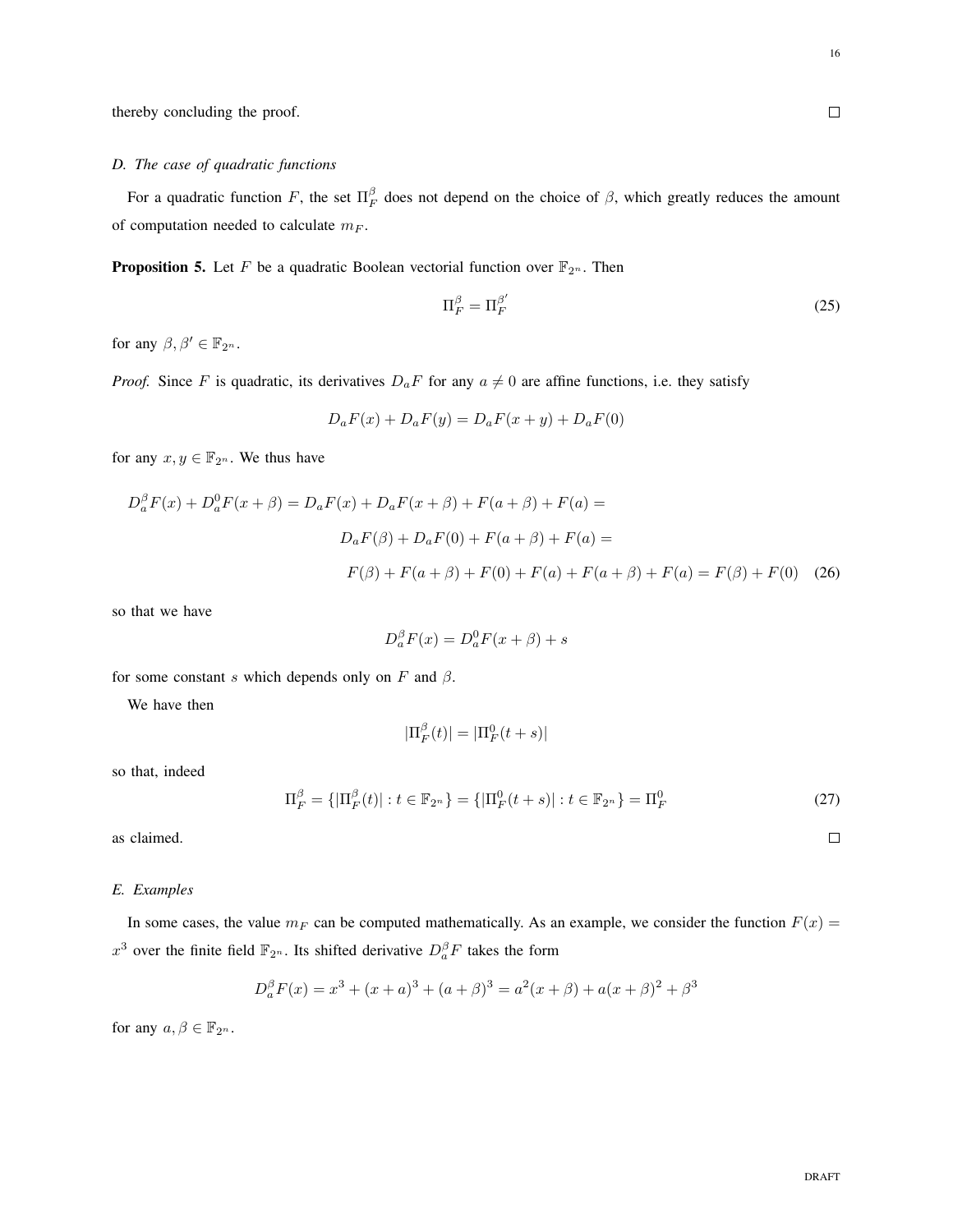thereby concluding the proof. ∎

### D. The case of quadratic functions

For a quadratic function $F$, the set $\Pi_F^\beta$ does not depend on the choice of $\beta$, which greatly reduces the amount of computation needed to calculate $m_F$.

**Proposition 5.** Let $F$ be a quadratic Boolean vectorial function over $\mathbb{F}_{2^n}$. Then

$$\Pi_F^\beta = \Pi_F^{\beta'} \tag{25}$$

for any $\beta, \beta' \in \mathbb{F}_{2^n}$.

*Proof.* Since $F$ is quadratic, its derivatives $D_a F$ for any $a \neq 0$ are affine functions, i.e. they satisfy

$$D_a F(x) + D_a F(y) = D_a F(x+y) + D_a F(0)$$

for any $x, y \in \mathbb{F}_{2^n}$. We thus have

$$\begin{aligned}
D_a^\beta F(x) + D_a^0 F(x+\beta) &= D_a F(x) + D_a F(x+\beta) + F(a+\beta) + F(a) = \\
&D_a F(\beta) + D_a F(0) + F(a+\beta) + F(a) = \\
&F(\beta) + F(a+\beta) + F(0) + F(a) + F(a+\beta) + F(a) = F(\beta) + F(0)
\end{aligned} \tag{26}$$

so that we have

$$D_a^\beta F(x) = D_a^0 F(x+\beta) + s$$

for some constant $s$ which depends only on $F$ and $\beta$.

We have then

$$|\Pi_F^\beta(t)| = |\Pi_F^0(t+s)|$$

so that, indeed

$$\Pi_F^\beta = \{|\Pi_F^\beta(t)| : t \in \mathbb{F}_{2^n}\} = \{|\Pi_F^0(t+s)| : t \in \mathbb{F}_{2^n}\} = \Pi_F^0 \tag{27}$$

as claimed. ∎

### E. Examples

In some cases, the value $m_F$ can be computed mathematically. As an example, we consider the function $F(x) = x^3$ over the finite field $\mathbb{F}_{2^n}$. Its shifted derivative $D_a^\beta F$ takes the form

$$D_a^\beta F(x) = x^3 + (x+a)^3 + (a+\beta)^3 = a^2(x+\beta) + a(x+\beta)^2 + \beta^3$$

for any $a, \beta \in \mathbb{F}_{2^n}$.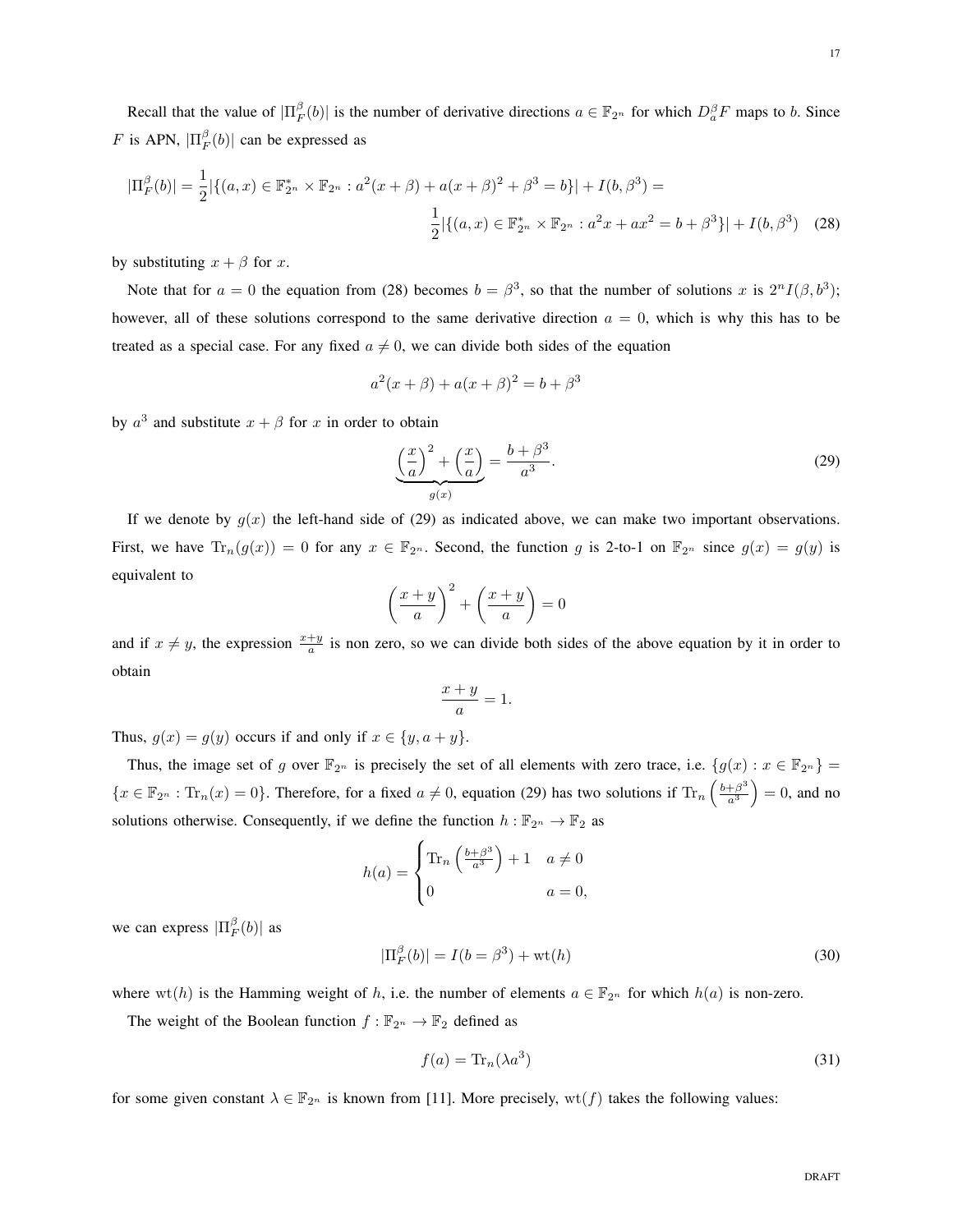Recall that the value of $|\Pi_F^\beta(b)|$ is the number of derivative directions $a \in \mathbb{F}_{2^n}$ for which $D_a^\beta F$ maps to $b$. Since $F$ is APN, $|\Pi_F^\beta(b)|$ can be expressed as

$$|\Pi_F^\beta(b)| = \frac{1}{2}|\{(a,x) \in \mathbb{F}_{2^n}^* \times \mathbb{F}_{2^n} : a^2(x+\beta) + a(x+\beta)^2 + \beta^3 = b\}| + I(b, \beta^3) =$$

$$\frac{1}{2}|\{(a,x) \in \mathbb{F}_{2^n}^* \times \mathbb{F}_{2^n} : a^2 x + a x^2 = b + \beta^3\}| + I(b, \beta^3) \quad (28)$$

by substituting $x + \beta$ for $x$.

Note that for $a = 0$ the equation from (28) becomes $b = \beta^3$, so that the number of solutions $x$ is $2^n I(\beta, b^3)$; however, all of these solutions correspond to the same derivative direction $a = 0$, which is why this has to be treated as a special case. For any fixed $a \neq 0$, we can divide both sides of the equation

$$a^2(x+\beta) + a(x+\beta)^2 = b + \beta^3$$

by $a^3$ and substitute $x + \beta$ for $x$ in order to obtain

$$\underbrace{\left(\frac{x}{a}\right)^2 + \left(\frac{x}{a}\right)}_{g(x)} = \frac{b+\beta^3}{a^3}. \quad (29)$$

If we denote by $g(x)$ the left-hand side of (29) as indicated above, we can make two important observations. First, we have $\mathrm{Tr}_n(g(x)) = 0$ for any $x \in \mathbb{F}_{2^n}$. Second, the function $g$ is 2-to-1 on $\mathbb{F}_{2^n}$ since $g(x) = g(y)$ is equivalent to

$$\left(\frac{x+y}{a}\right)^2 + \left(\frac{x+y}{a}\right) = 0$$

and if $x \neq y$, the expression $\frac{x+y}{a}$ is non zero, so we can divide both sides of the above equation by it in order to obtain

$$\frac{x+y}{a} = 1.$$

Thus, $g(x) = g(y)$ occurs if and only if $x \in \{y, a+y\}$.

Thus, the image set of $g$ over $\mathbb{F}_{2^n}$ is precisely the set of all elements with zero trace, i.e. $\{g(x) : x \in \mathbb{F}_{2^n}\} = \{x \in \mathbb{F}_{2^n} : \mathrm{Tr}_n(x) = 0\}$. Therefore, for a fixed $a \neq 0$, equation (29) has two solutions if $\mathrm{Tr}_n\left(\frac{b+\beta^3}{a^3}\right) = 0$, and no solutions otherwise. Consequently, if we define the function $h : \mathbb{F}_{2^n} \to \mathbb{F}_2$ as

$$h(a) = \begin{cases} \mathrm{Tr}_n\left(\frac{b+\beta^3}{a^3}\right) + 1 & a \neq 0 \\ 0 & a = 0, \end{cases}$$

we can express $|\Pi_F^\beta(b)|$ as

$$|\Pi_F^\beta(b)| = I(b = \beta^3) + \mathrm{wt}(h) \quad (30)$$

where $\mathrm{wt}(h)$ is the Hamming weight of $h$, i.e. the number of elements $a \in \mathbb{F}_{2^n}$ for which $h(a)$ is non-zero.

The weight of the Boolean function $f : \mathbb{F}_{2^n} \to \mathbb{F}_2$ defined as

$$f(a) = \mathrm{Tr}_n(\lambda a^3) \quad (31)$$

for some given constant $\lambda \in \mathbb{F}_{2^n}$ is known from [11]. More precisely, $\mathrm{wt}(f)$ takes the following values: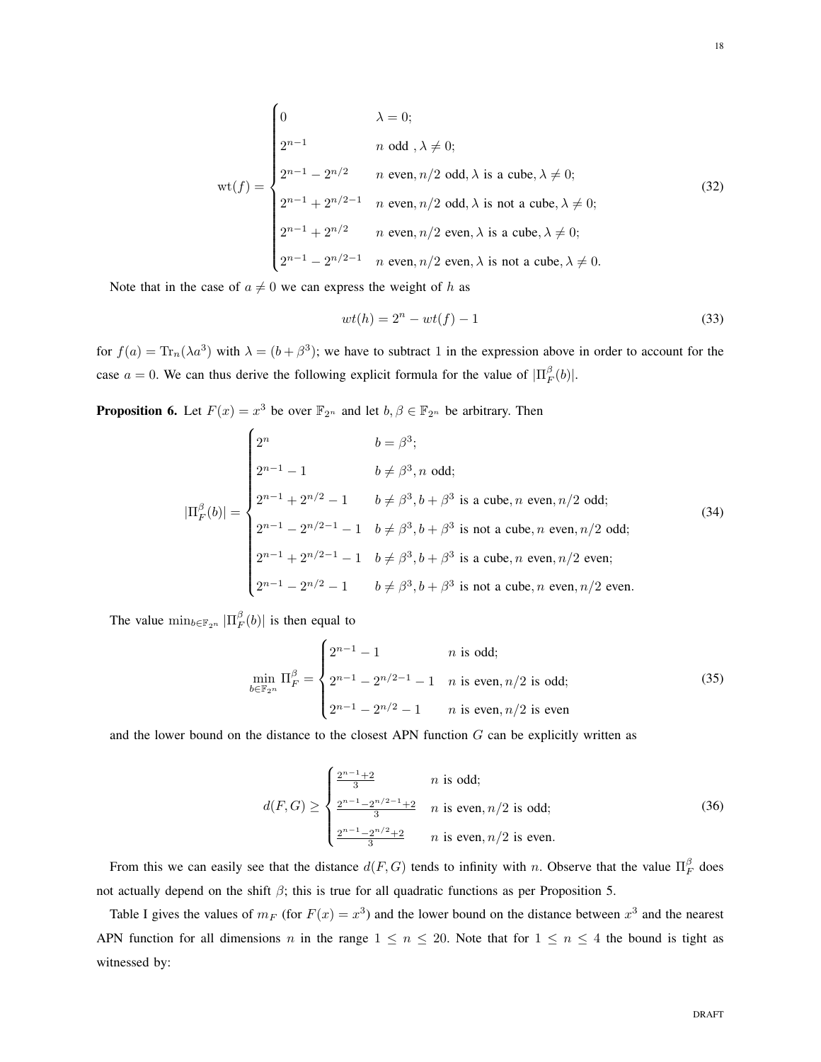$$
\mathrm{wt}(f) = \begin{cases} 0 & \lambda = 0; \\ 2^{n-1} & n \text{ odd }, \lambda \neq 0; \\ 2^{n-1} - 2^{n/2} & n \text{ even}, n/2 \text{ odd}, \lambda \text{ is a cube}, \lambda \neq 0; \\ 2^{n-1} + 2^{n/2-1} & n \text{ even}, n/2 \text{ odd}, \lambda \text{ is not a cube}, \lambda \neq 0; \\ 2^{n-1} + 2^{n/2} & n \text{ even}, n/2 \text{ even}, \lambda \text{ is a cube}, \lambda \neq 0; \\ 2^{n-1} - 2^{n/2-1} & n \text{ even}, n/2 \text{ even}, \lambda \text{ is not a cube}, \lambda \neq 0. \end{cases} \tag{32}
$$

Note that in the case of $a \neq 0$ we can express the weight of $h$ as

$$
wt(h) = 2^n - wt(f) - 1 \tag{33}
$$

for $f(a) = \mathrm{Tr}_n(\lambda a^3)$ with $\lambda = (b + \beta^3)$; we have to subtract 1 in the expression above in order to account for the case $a = 0$. We can thus derive the following explicit formula for the value of $|\Pi_F^\beta(b)|$.

**Proposition 6.** Let $F(x) = x^3$ be over $\mathbb{F}_{2^n}$ and let $b, \beta \in \mathbb{F}_{2^n}$ be arbitrary. Then

$$
|\Pi_F^\beta(b)| = \begin{cases} 2^n & b = \beta^3; \\ 2^{n-1} - 1 & b \neq \beta^3, n \text{ odd}; \\ 2^{n-1} + 2^{n/2} - 1 & b \neq \beta^3, b + \beta^3 \text{ is a cube}, n \text{ even}, n/2 \text{ odd}; \\ 2^{n-1} - 2^{n/2-1} - 1 & b \neq \beta^3, b + \beta^3 \text{ is not a cube}, n \text{ even}, n/2 \text{ odd}; \\ 2^{n-1} + 2^{n/2-1} - 1 & b \neq \beta^3, b + \beta^3 \text{ is a cube}, n \text{ even}, n/2 \text{ even}; \\ 2^{n-1} - 2^{n/2} - 1 & b \neq \beta^3, b + \beta^3 \text{ is not a cube}, n \text{ even}, n/2 \text{ even}. \end{cases} \tag{34}
$$

The value $\min_{b \in \mathbb{F}_{2^n}} |\Pi_F^\beta(b)|$ is then equal to

$$
\min_{b \in \mathbb{F}_{2^n}} \Pi_F^\beta = \begin{cases} 2^{n-1} - 1 & n \text{ is odd}; \\ 2^{n-1} - 2^{n/2-1} - 1 & n \text{ is even}, n/2 \text{ is odd}; \\ 2^{n-1} - 2^{n/2} - 1 & n \text{ is even}, n/2 \text{ is even} \end{cases} \tag{35}
$$

and the lower bound on the distance to the closest APN function $G$ can be explicitly written as

$$
d(F,G) \geq \begin{cases} \frac{2^{n-1}+2}{3} & n \text{ is odd}; \\ \frac{2^{n-1}-2^{n/2-1}+2}{3} & n \text{ is even}, n/2 \text{ is odd}; \\ \frac{2^{n-1}-2^{n/2}+2}{3} & n \text{ is even}, n/2 \text{ is even}. \end{cases} \tag{36}
$$

From this we can easily see that the distance $d(F,G)$ tends to infinity with $n$. Observe that the value $\Pi_F^\beta$ does not actually depend on the shift $\beta$; this is true for all quadratic functions as per Proposition 5.

Table I gives the values of $m_F$ (for $F(x) = x^3$) and the lower bound on the distance between $x^3$ and the nearest APN function for all dimensions $n$ in the range $1 \leq n \leq 20$. Note that for $1 \leq n \leq 4$ the bound is tight as witnessed by: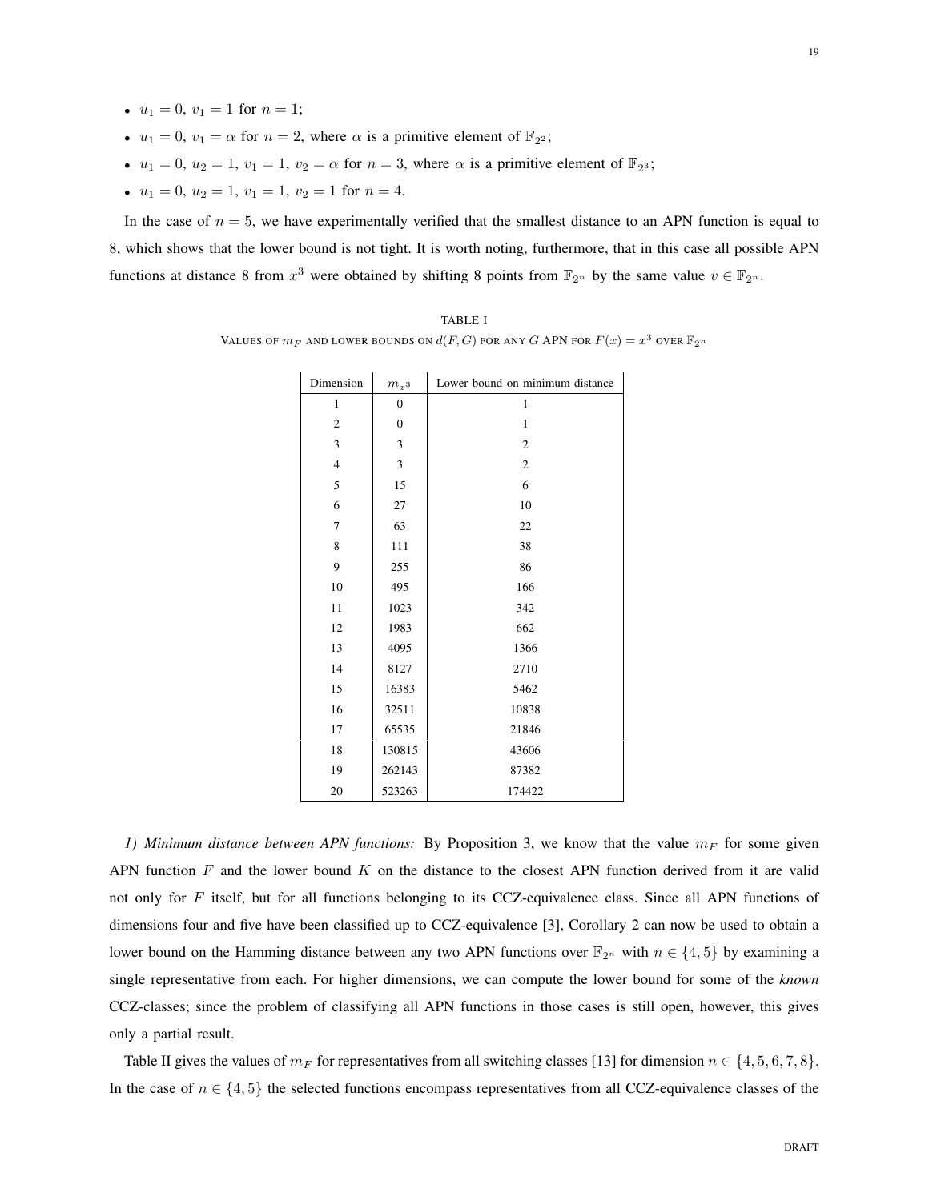- $u_1 = 0$, $v_1 = 1$ for $n = 1$;
- $u_1 = 0$, $v_1 = \alpha$ for $n = 2$, where $\alpha$ is a primitive element of $\mathbb{F}_{2^2}$;
- $u_1 = 0$, $u_2 = 1$, $v_1 = 1$, $v_2 = \alpha$ for $n = 3$, where $\alpha$ is a primitive element of $\mathbb{F}_{2^3}$;
- $u_1 = 0$, $u_2 = 1$, $v_1 = 1$, $v_2 = 1$ for $n = 4$.

In the case of $n = 5$, we have experimentally verified that the smallest distance to an APN function is equal to 8, which shows that the lower bound is not tight. It is worth noting, furthermore, that in this case all possible APN functions at distance 8 from $x^3$ were obtained by shifting 8 points from $\mathbb{F}_{2^n}$ by the same value $v \in \mathbb{F}_{2^n}$.

TABLE I

VALUES OF $m_F$ AND LOWER BOUNDS ON $d(F, G)$ FOR ANY $G$ APN FOR $F(x) = x^3$ OVER $\mathbb{F}_{2^n}$

| Dimension | $m_{x^3}$ | Lower bound on minimum distance |
|---|---|---|
| 1 | 0 | 1 |
| 2 | 0 | 1 |
| 3 | 3 | 2 |
| 4 | 3 | 2 |
| 5 | 15 | 6 |
| 6 | 27 | 10 |
| 7 | 63 | 22 |
| 8 | 111 | 38 |
| 9 | 255 | 86 |
| 10 | 495 | 166 |
| 11 | 1023 | 342 |
| 12 | 1983 | 662 |
| 13 | 4095 | 1366 |
| 14 | 8127 | 2710 |
| 15 | 16383 | 5462 |
| 16 | 32511 | 10838 |
| 17 | 65535 | 21846 |
| 18 | 130815 | 43606 |
| 19 | 262143 | 87382 |
| 20 | 523263 | 174422 |

*1) Minimum distance between APN functions:* By Proposition 3, we know that the value $m_F$ for some given APN function $F$ and the lower bound $K$ on the distance to the closest APN function derived from it are valid not only for $F$ itself, but for all functions belonging to its CCZ-equivalence class. Since all APN functions of dimensions four and five have been classified up to CCZ-equivalence [3], Corollary 2 can now be used to obtain a lower bound on the Hamming distance between any two APN functions over $\mathbb{F}_{2^n}$ with $n \in \{4, 5\}$ by examining a single representative from each. For higher dimensions, we can compute the lower bound for some of the *known* CCZ-classes; since the problem of classifying all APN functions in those cases is still open, however, this gives only a partial result.

Table II gives the values of $m_F$ for representatives from all switching classes [13] for dimension $n \in \{4, 5, 6, 7, 8\}$. In the case of $n \in \{4, 5\}$ the selected functions encompass representatives from all CCZ-equivalence classes of the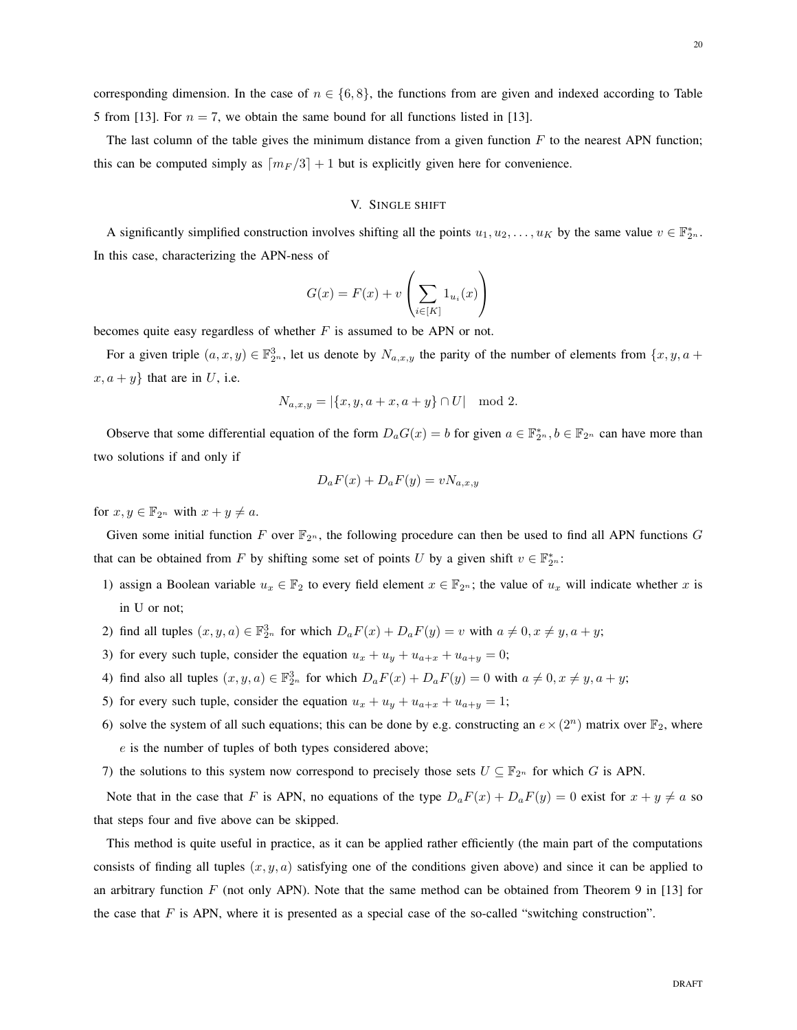corresponding dimension. In the case of $n \in \{6, 8\}$, the functions from are given and indexed according to Table 5 from [13]. For $n = 7$, we obtain the same bound for all functions listed in [13].

The last column of the table gives the minimum distance from a given function $F$ to the nearest APN function; this can be computed simply as $\lceil m_F/3 \rceil + 1$ but is explicitly given here for convenience.

## V. Single shift

A significantly simplified construction involves shifting all the points $u_1, u_2, \dots, u_K$ by the same value $v \in \mathbb{F}_{2^n}^*$. In this case, characterizing the APN-ness of

$$G(x) = F(x) + v \left( \sum_{i \in [K]} 1_{u_i}(x) \right)$$

becomes quite easy regardless of whether $F$ is assumed to be APN or not.

For a given triple $(a, x, y) \in \mathbb{F}_{2^n}^3$, let us denote by $N_{a,x,y}$ the parity of the number of elements from $\{x, y, a + x, a + y\}$ that are in $U$, i.e.

$$N_{a,x,y} = |\{x, y, a + x, a + y\} \cap U| \mod 2.$$

Observe that some differential equation of the form $D_a G(x) = b$ for given $a \in \mathbb{F}_{2^n}^*, b \in \mathbb{F}_{2^n}$ can have more than two solutions if and only if

$$D_a F(x) + D_a F(y) = v N_{a,x,y}$$

for $x, y \in \mathbb{F}_{2^n}$ with $x + y \neq a$.

Given some initial function $F$ over $\mathbb{F}_{2^n}$, the following procedure can then be used to find all APN functions $G$ that can be obtained from $F$ by shifting some set of points $U$ by a given shift $v \in \mathbb{F}_{2^n}^*$:

1) assign a Boolean variable $u_x \in \mathbb{F}_2$ to every field element $x \in \mathbb{F}_{2^n}$; the value of $u_x$ will indicate whether $x$ is in U or not;
2) find all tuples $(x, y, a) \in \mathbb{F}_{2^n}^3$ for which $D_a F(x) + D_a F(y) = v$ with $a \neq 0, x \neq y, a + y$;
3) for every such tuple, consider the equation $u_x + u_y + u_{a+x} + u_{a+y} = 0$;
4) find also all tuples $(x, y, a) \in \mathbb{F}_{2^n}^3$ for which $D_a F(x) + D_a F(y) = 0$ with $a \neq 0, x \neq y, a + y$;
5) for every such tuple, consider the equation $u_x + u_y + u_{a+x} + u_{a+y} = 1$;
6) solve the system of all such equations; this can be done by e.g. constructing an $e \times (2^n)$ matrix over $\mathbb{F}_2$, where $e$ is the number of tuples of both types considered above;
7) the solutions to this system now correspond to precisely those sets $U \subseteq \mathbb{F}_{2^n}$ for which $G$ is APN.

Note that in the case that $F$ is APN, no equations of the type $D_a F(x) + D_a F(y) = 0$ exist for $x + y \neq a$ so that steps four and five above can be skipped.

This method is quite useful in practice, as it can be applied rather efficiently (the main part of the computations consists of finding all tuples $(x, y, a)$ satisfying one of the conditions given above) and since it can be applied to an arbitrary function $F$ (not only APN). Note that the same method can be obtained from Theorem 9 in [13] for the case that $F$ is APN, where it is presented as a special case of the so-called "switching construction".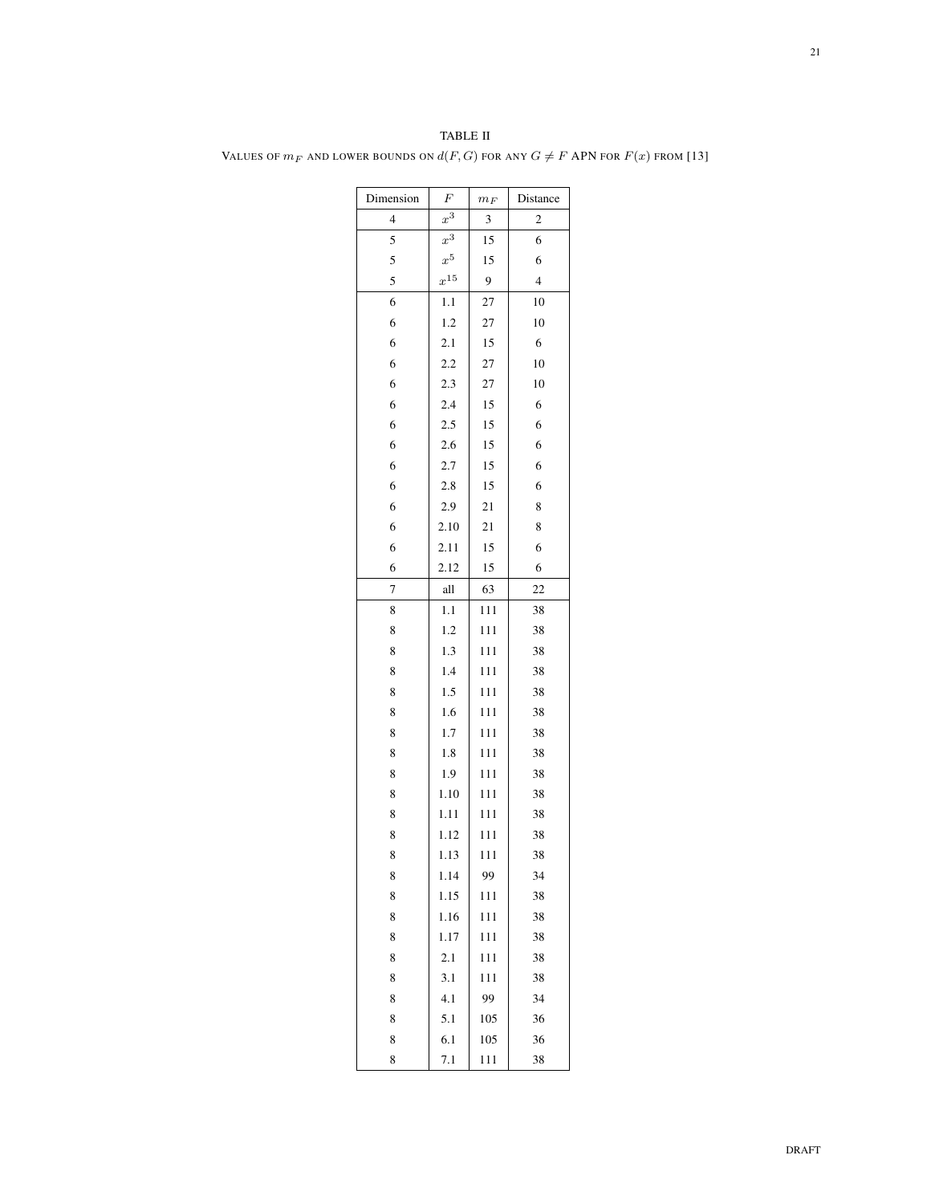TABLE II

VALUES OF $m_F$ AND LOWER BOUNDS ON $d(F, G)$ FOR ANY $G \neq F$ APN FOR $F(x)$ FROM [13]

| Dimension | $F$ | $m_F$ | Distance |
|---|---|---|---|
| 4 | $x^3$ | 3 | 2 |
| 5 | $x^3$ | 15 | 6 |
| 5 | $x^5$ | 15 | 6 |
| 5 | $x^{15}$ | 9 | 4 |
| 6 | 1.1 | 27 | 10 |
| 6 | 1.2 | 27 | 10 |
| 6 | 2.1 | 15 | 6 |
| 6 | 2.2 | 27 | 10 |
| 6 | 2.3 | 27 | 10 |
| 6 | 2.4 | 15 | 6 |
| 6 | 2.5 | 15 | 6 |
| 6 | 2.6 | 15 | 6 |
| 6 | 2.7 | 15 | 6 |
| 6 | 2.8 | 15 | 6 |
| 6 | 2.9 | 21 | 8 |
| 6 | 2.10 | 21 | 8 |
| 6 | 2.11 | 15 | 6 |
| 6 | 2.12 | 15 | 6 |
| 7 | all | 63 | 22 |
| 8 | 1.1 | 111 | 38 |
| 8 | 1.2 | 111 | 38 |
| 8 | 1.3 | 111 | 38 |
| 8 | 1.4 | 111 | 38 |
| 8 | 1.5 | 111 | 38 |
| 8 | 1.6 | 111 | 38 |
| 8 | 1.7 | 111 | 38 |
| 8 | 1.8 | 111 | 38 |
| 8 | 1.9 | 111 | 38 |
| 8 | 1.10 | 111 | 38 |
| 8 | 1.11 | 111 | 38 |
| 8 | 1.12 | 111 | 38 |
| 8 | 1.13 | 111 | 38 |
| 8 | 1.14 | 99 | 34 |
| 8 | 1.15 | 111 | 38 |
| 8 | 1.16 | 111 | 38 |
| 8 | 1.17 | 111 | 38 |
| 8 | 2.1 | 111 | 38 |
| 8 | 3.1 | 111 | 38 |
| 8 | 4.1 | 99 | 34 |
| 8 | 5.1 | 105 | 36 |
| 8 | 6.1 | 105 | 36 |
| 8 | 7.1 | 111 | 38 |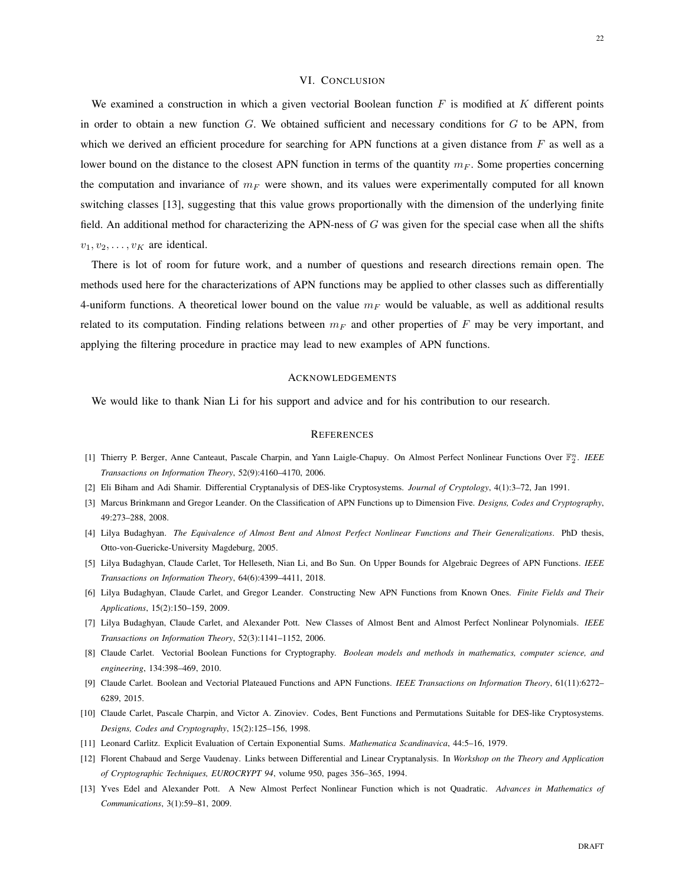## VI. Conclusion

We examined a construction in which a given vectorial Boolean function $F$ is modified at $K$ different points in order to obtain a new function $G$. We obtained sufficient and necessary conditions for $G$ to be APN, from which we derived an efficient procedure for searching for APN functions at a given distance from $F$ as well as a lower bound on the distance to the closest APN function in terms of the quantity $m_F$. Some properties concerning the computation and invariance of $m_F$ were shown, and its values were experimentally computed for all known switching classes [13], suggesting that this value grows proportionally with the dimension of the underlying finite field. An additional method for characterizing the APN-ness of $G$ was given for the special case when all the shifts $v_1, v_2, \ldots, v_K$ are identical.

There is lot of room for future work, and a number of questions and research directions remain open. The methods used here for the characterizations of APN functions may be applied to other classes such as differentially 4-uniform functions. A theoretical lower bound on the value $m_F$ would be valuable, as well as additional results related to its computation. Finding relations between $m_F$ and other properties of $F$ may be very important, and applying the filtering procedure in practice may lead to new examples of APN functions.

## Acknowledgements

We would like to thank Nian Li for his support and advice and for his contribution to our research.

## References

[1] Thierry P. Berger, Anne Canteaut, Pascale Charpin, and Yann Laigle-Chapuy. On Almost Perfect Nonlinear Functions Over $\mathbb{F}_2^n$. *IEEE Transactions on Information Theory*, 52(9):4160–4170, 2006.

[2] Eli Biham and Adi Shamir. Differential Cryptanalysis of DES-like Cryptosystems. *Journal of Cryptology*, 4(1):3–72, Jan 1991.

[3] Marcus Brinkmann and Gregor Leander. On the Classification of APN Functions up to Dimension Five. *Designs, Codes and Cryptography*, 49:273–288, 2008.

[4] Lilya Budaghyan. *The Equivalence of Almost Bent and Almost Perfect Nonlinear Functions and Their Generalizations*. PhD thesis, Otto-von-Guericke-University Magdeburg, 2005.

[5] Lilya Budaghyan, Claude Carlet, Tor Helleseth, Nian Li, and Bo Sun. On Upper Bounds for Algebraic Degrees of APN Functions. *IEEE Transactions on Information Theory*, 64(6):4399–4411, 2018.

[6] Lilya Budaghyan, Claude Carlet, and Gregor Leander. Constructing New APN Functions from Known Ones. *Finite Fields and Their Applications*, 15(2):150–159, 2009.

[7] Lilya Budaghyan, Claude Carlet, and Alexander Pott. New Classes of Almost Bent and Almost Perfect Nonlinear Polynomials. *IEEE Transactions on Information Theory*, 52(3):1141–1152, 2006.

[8] Claude Carlet. Vectorial Boolean Functions for Cryptography. *Boolean models and methods in mathematics, computer science, and engineering*, 134:398–469, 2010.

[9] Claude Carlet. Boolean and Vectorial Plateaued Functions and APN Functions. *IEEE Transactions on Information Theory*, 61(11):6272–6289, 2015.

[10] Claude Carlet, Pascale Charpin, and Victor A. Zinoviev. Codes, Bent Functions and Permutations Suitable for DES-like Cryptosystems. *Designs, Codes and Cryptography*, 15(2):125–156, 1998.

[11] Leonard Carlitz. Explicit Evaluation of Certain Exponential Sums. *Mathematica Scandinavica*, 44:5–16, 1979.

[12] Florent Chabaud and Serge Vaudenay. Links between Differential and Linear Cryptanalysis. In *Workshop on the Theory and Application of Cryptographic Techniques, EUROCRYPT 94*, volume 950, pages 356–365, 1994.

[13] Yves Edel and Alexander Pott. A New Almost Perfect Nonlinear Function which is not Quadratic. *Advances in Mathematics of Communications*, 3(1):59–81, 2009.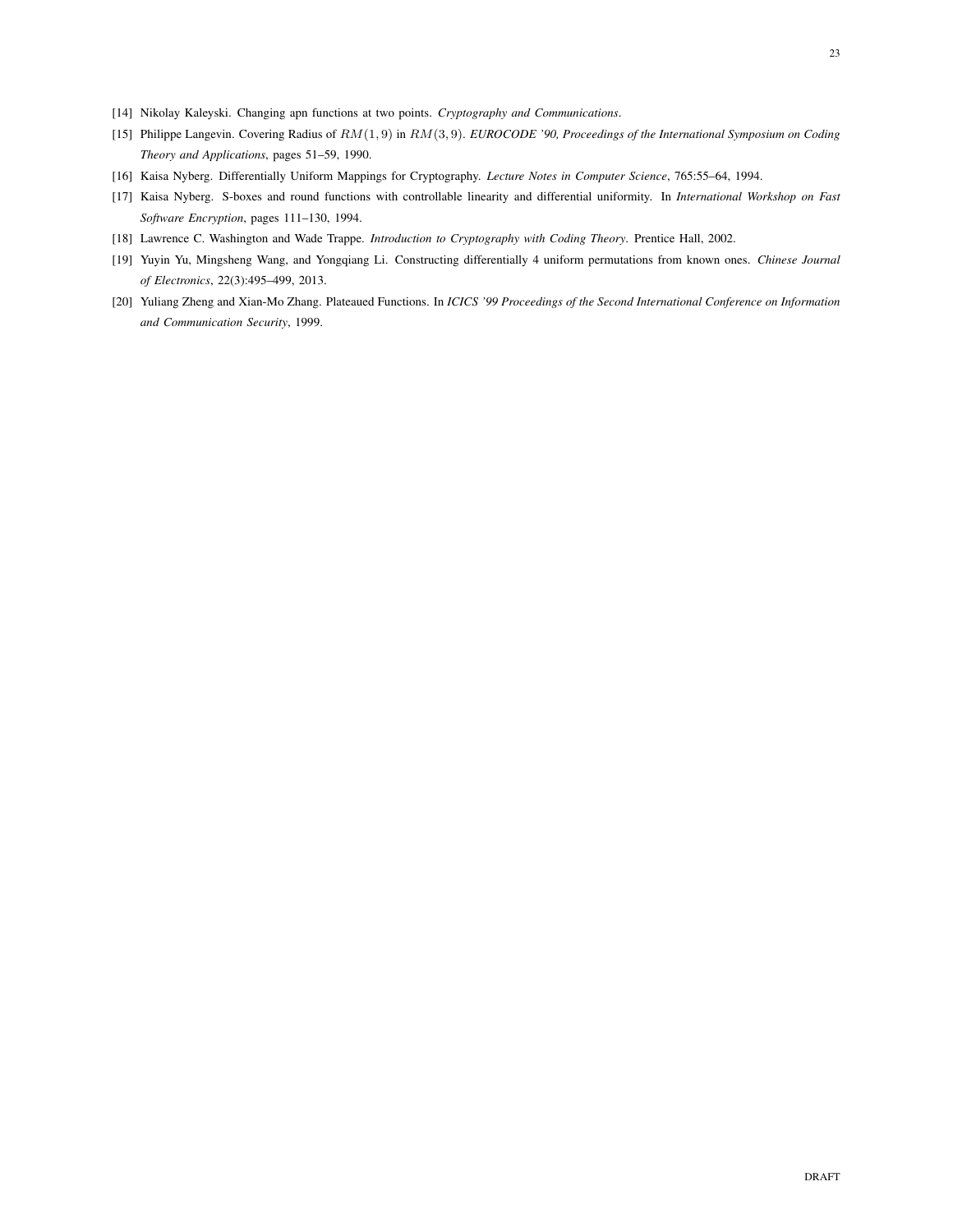[14] Nikolay Kaleyski. Changing apn functions at two points. *Cryptography and Communications*.

[15] Philippe Langevin. Covering Radius of $RM(1,9)$ in $RM(3,9)$. *EUROCODE '90, Proceedings of the International Symposium on Coding Theory and Applications*, pages 51–59, 1990.

[16] Kaisa Nyberg. Differentially Uniform Mappings for Cryptography. *Lecture Notes in Computer Science*, 765:55–64, 1994.

[17] Kaisa Nyberg. S-boxes and round functions with controllable linearity and differential uniformity. In *International Workshop on Fast Software Encryption*, pages 111–130, 1994.

[18] Lawrence C. Washington and Wade Trappe. *Introduction to Cryptography with Coding Theory*. Prentice Hall, 2002.

[19] Yuyin Yu, Mingsheng Wang, and Yongqiang Li. Constructing differentially 4 uniform permutations from known ones. *Chinese Journal of Electronics*, 22(3):495–499, 2013.

[20] Yuliang Zheng and Xian-Mo Zhang. Plateaued Functions. In *ICICS '99 Proceedings of the Second International Conference on Information and Communication Security*, 1999.